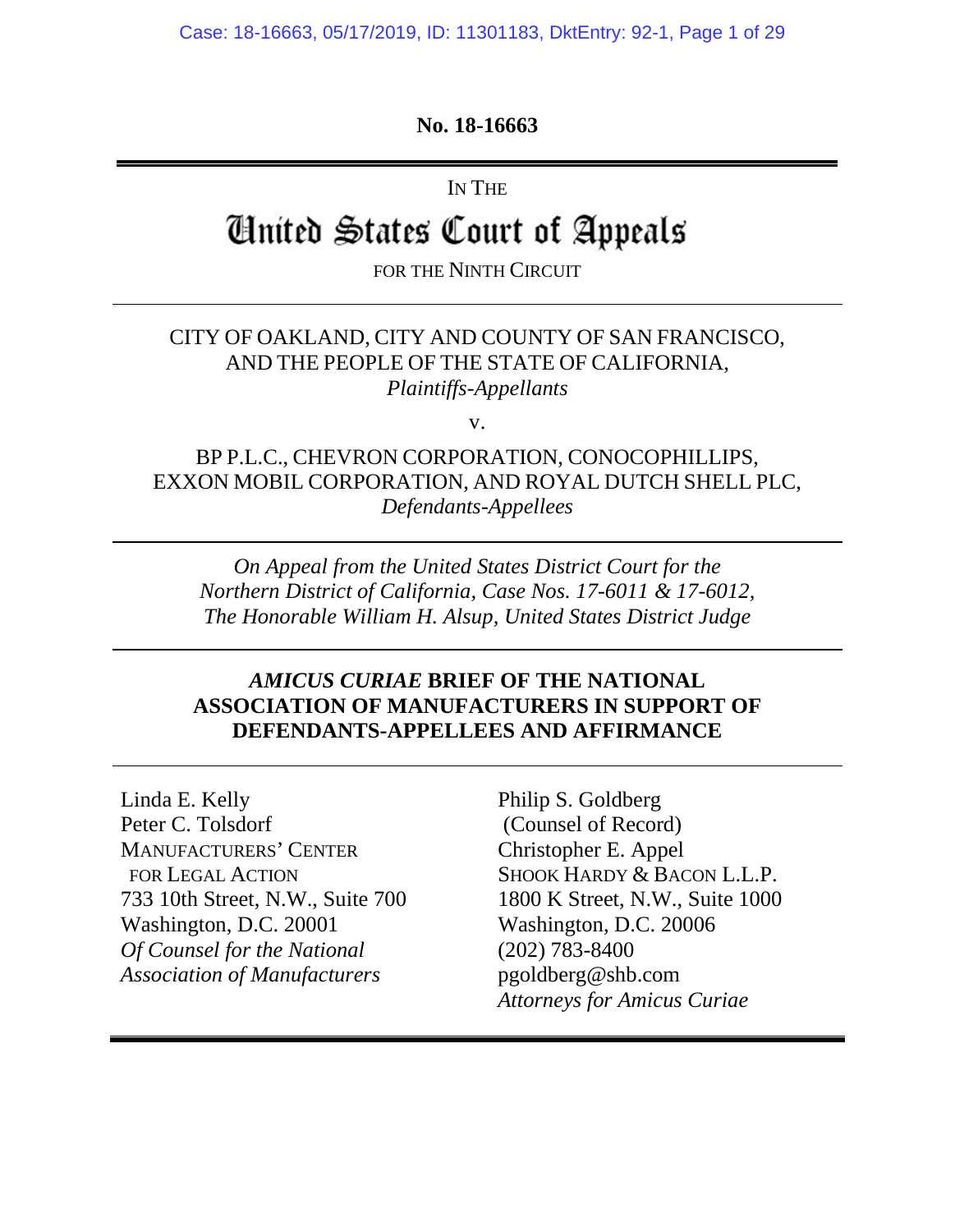**No. 18-16663**

---

IN THE

# United States Court of Appeals

FOR THE NINTH CIRCUIT

---

CITY OF OAKLAND, CITY AND COUNTY OF SAN FRANCISCO, AND THE PEOPLE OF THE STATE OF CALIFORNIA,
*Plaintiffs-Appellants*

v.

BP P.L.C., CHEVRON CORPORATION, CONOCOPHILLIPS, EXXON MOBIL CORPORATION, AND ROYAL DUTCH SHELL PLC,
*Defendants-Appellees*

---

*On Appeal from the United States District Court for the Northern District of California, Case Nos. 17-6011 & 17-6012, The Honorable William H. Alsup, United States District Judge*

---

***AMICUS CURIAE* BRIEF OF THE NATIONAL ASSOCIATION OF MANUFACTURERS IN SUPPORT OF DEFENDANTS-APPELLEES AND AFFIRMANCE**

---

Linda E. Kelly
Peter C. Tolsdorf
MANUFACTURERS' CENTER
FOR LEGAL ACTION
733 10th Street, N.W., Suite 700
Washington, D.C. 20001
*Of Counsel for the National Association of Manufacturers*

Philip S. Goldberg
(Counsel of Record)
Christopher E. Appel
SHOOK HARDY & BACON L.L.P.
1800 K Street, N.W., Suite 1000
Washington, D.C. 20006
(202) 783-8400
pgoldberg@shb.com
*Attorneys for Amicus Curiae*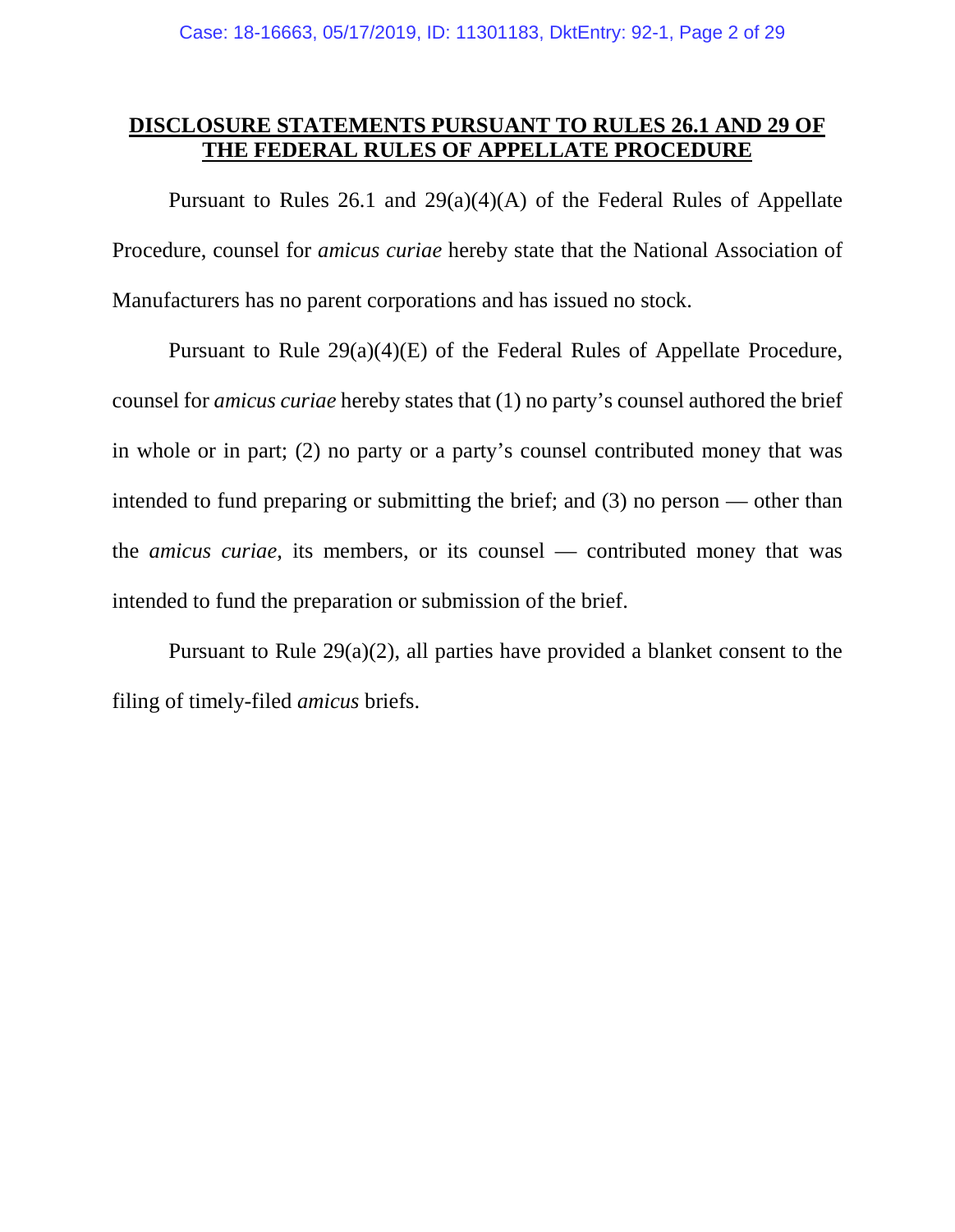## DISCLOSURE STATEMENTS PURSUANT TO RULES 26.1 AND 29 OF THE FEDERAL RULES OF APPELLATE PROCEDURE

Pursuant to Rules 26.1 and 29(a)(4)(A) of the Federal Rules of Appellate Procedure, counsel for *amicus curiae* hereby state that the National Association of Manufacturers has no parent corporations and has issued no stock.

Pursuant to Rule 29(a)(4)(E) of the Federal Rules of Appellate Procedure, counsel for *amicus curiae* hereby states that (1) no party's counsel authored the brief in whole or in part; (2) no party or a party's counsel contributed money that was intended to fund preparing or submitting the brief; and (3) no person — other than the *amicus curiae*, its members, or its counsel — contributed money that was intended to fund the preparation or submission of the brief.

Pursuant to Rule 29(a)(2), all parties have provided a blanket consent to the filing of timely-filed *amicus* briefs.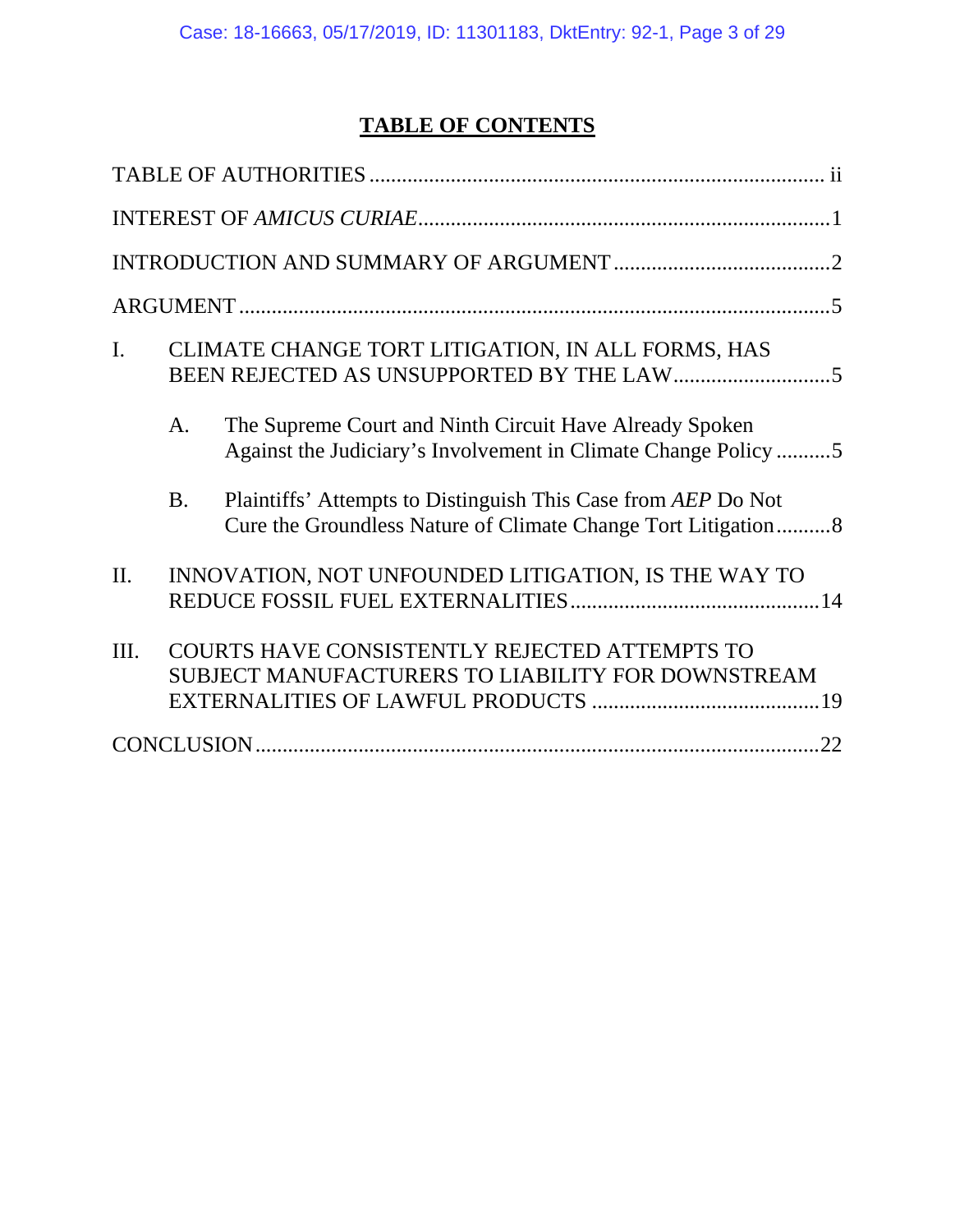# TABLE OF CONTENTS

TABLE OF AUTHORITIES .................................................................................... ii

INTEREST OF *AMICUS CURIAE*............................................................................1

INTRODUCTION AND SUMMARY OF ARGUMENT........................................2

ARGUMENT.............................................................................................................5

I. CLIMATE CHANGE TORT LITIGATION, IN ALL FORMS, HAS BEEN REJECTED AS UNSUPPORTED BY THE LAW.............................5

   A. The Supreme Court and Ninth Circuit Have Already Spoken Against the Judiciary's Involvement in Climate Change Policy ..........5

   B. Plaintiffs' Attempts to Distinguish This Case from *AEP* Do Not Cure the Groundless Nature of Climate Change Tort Litigation..........8

II. INNOVATION, NOT UNFOUNDED LITIGATION, IS THE WAY TO REDUCE FOSSIL FUEL EXTERNALITIES.............................................14

III. COURTS HAVE CONSISTENTLY REJECTED ATTEMPTS TO SUBJECT MANUFACTURERS TO LIABILITY FOR DOWNSTREAM EXTERNALITIES OF LAWFUL PRODUCTS ..........................................19

CONCLUSION........................................................................................................22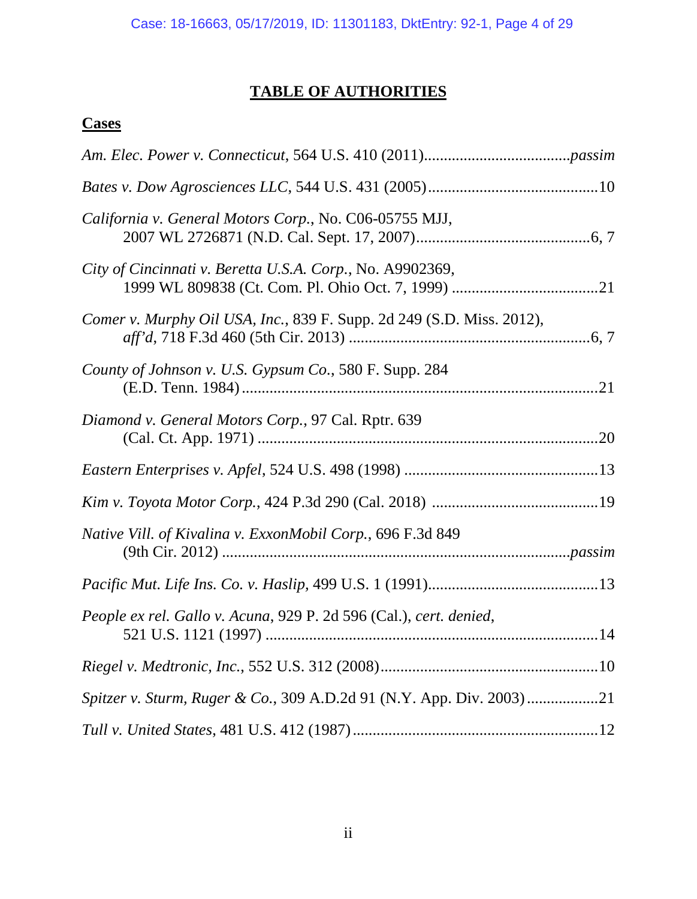# TABLE OF AUTHORITIES

## Cases

*Am. Elec. Power v. Connecticut*, 564 U.S. 410 (2011)....................................*passim*

*Bates v. Dow Agrosciences LLC*, 544 U.S. 431 (2005)..........................................10

*California v. General Motors Corp.*, No. C06-05755 MJJ, 2007 WL 2726871 (N.D. Cal. Sept. 17, 2007)...........................................6, 7

*City of Cincinnati v. Beretta U.S.A. Corp.*, No. A9902369, 1999 WL 809838 (Ct. Com. Pl. Ohio Oct. 7, 1999) ....................................21

*Comer v. Murphy Oil USA, Inc.*, 839 F. Supp. 2d 249 (S.D. Miss. 2012), *aff'd*, 718 F.3d 460 (5th Cir. 2013) ............................................................6, 7

*County of Johnson v. U.S. Gypsum Co.*, 580 F. Supp. 284 (E.D. Tenn. 1984)..........................................................................................21

*Diamond v. General Motors Corp.*, 97 Cal. Rptr. 639 (Cal. Ct. App. 1971) .....................................................................................20

*Eastern Enterprises v. Apfel*, 524 U.S. 498 (1998) ................................................13

*Kim v. Toyota Motor Corp.*, 424 P.3d 290 (Cal. 2018) ..........................................19

*Native Vill. of Kivalina v. ExxonMobil Corp.*, 696 F.3d 849 (9th Cir. 2012) .......................................................................................*passim*

*Pacific Mut. Life Ins. Co. v. Haslip*, 499 U.S. 1 (1991)..........................................13

*People ex rel. Gallo v. Acuna*, 929 P. 2d 596 (Cal.), *cert. denied*, 521 U.S. 1121 (1997) ....................................................................................14

*Riegel v. Medtronic, Inc.*, 552 U.S. 312 (2008)......................................................10

*Spitzer v. Sturm, Ruger & Co.*, 309 A.D.2d 91 (N.Y. App. Div. 2003) ..................21

*Tull v. United States*, 481 U.S. 412 (1987).............................................................12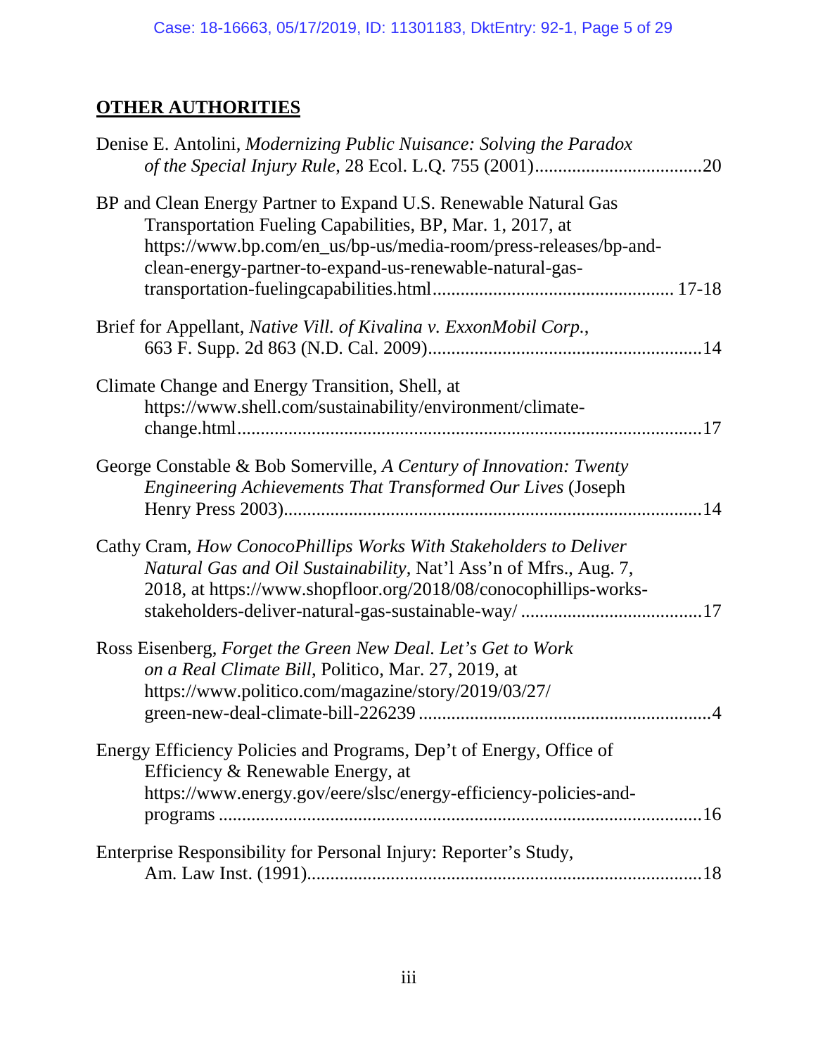## **OTHER AUTHORITIES**

Denise E. Antolini, *Modernizing Public Nuisance: Solving the Paradox of the Special Injury Rule*, 28 Ecol. L.Q. 755 (2001)....................................20

BP and Clean Energy Partner to Expand U.S. Renewable Natural Gas Transportation Fueling Capabilities, BP, Mar. 1, 2017, at https://www.bp.com/en_us/bp-us/media-room/press-releases/bp-and-clean-energy-partner-to-expand-us-renewable-natural-gas-transportation-fuelingcapabilities.html.................................................. 17-18

Brief for Appellant, *Native Vill. of Kivalina v. ExxonMobil Corp.*, 663 F. Supp. 2d 863 (N.D. Cal. 2009)..........................................................14

Climate Change and Energy Transition, Shell, at https://www.shell.com/sustainability/environment/climate-change.html..................................................................................................17

George Constable & Bob Somerville, *A Century of Innovation: Twenty Engineering Achievements That Transformed Our Lives* (Joseph Henry Press 2003).........................................................................................14

Cathy Cram, *How ConocoPhillips Works With Stakeholders to Deliver Natural Gas and Oil Sustainability*, Nat'l Ass'n of Mfrs., Aug. 7, 2018, at https://www.shopfloor.org/2018/08/conocophillips-works-stakeholders-deliver-natural-gas-sustainable-way/ ......................................17

Ross Eisenberg, *Forget the Green New Deal. Let's Get to Work on a Real Climate Bill*, Politico, Mar. 27, 2019, at https://www.politico.com/magazine/story/2019/03/27/green-new-deal-climate-bill-226239 ..............................................................4

Energy Efficiency Policies and Programs, Dep't of Energy, Office of Efficiency & Renewable Energy, at https://www.energy.gov/eere/slsc/energy-efficiency-policies-and-programs ......................................................................................................16

Enterprise Responsibility for Personal Injury: Reporter's Study, Am. Law Inst. (1991)....................................................................................18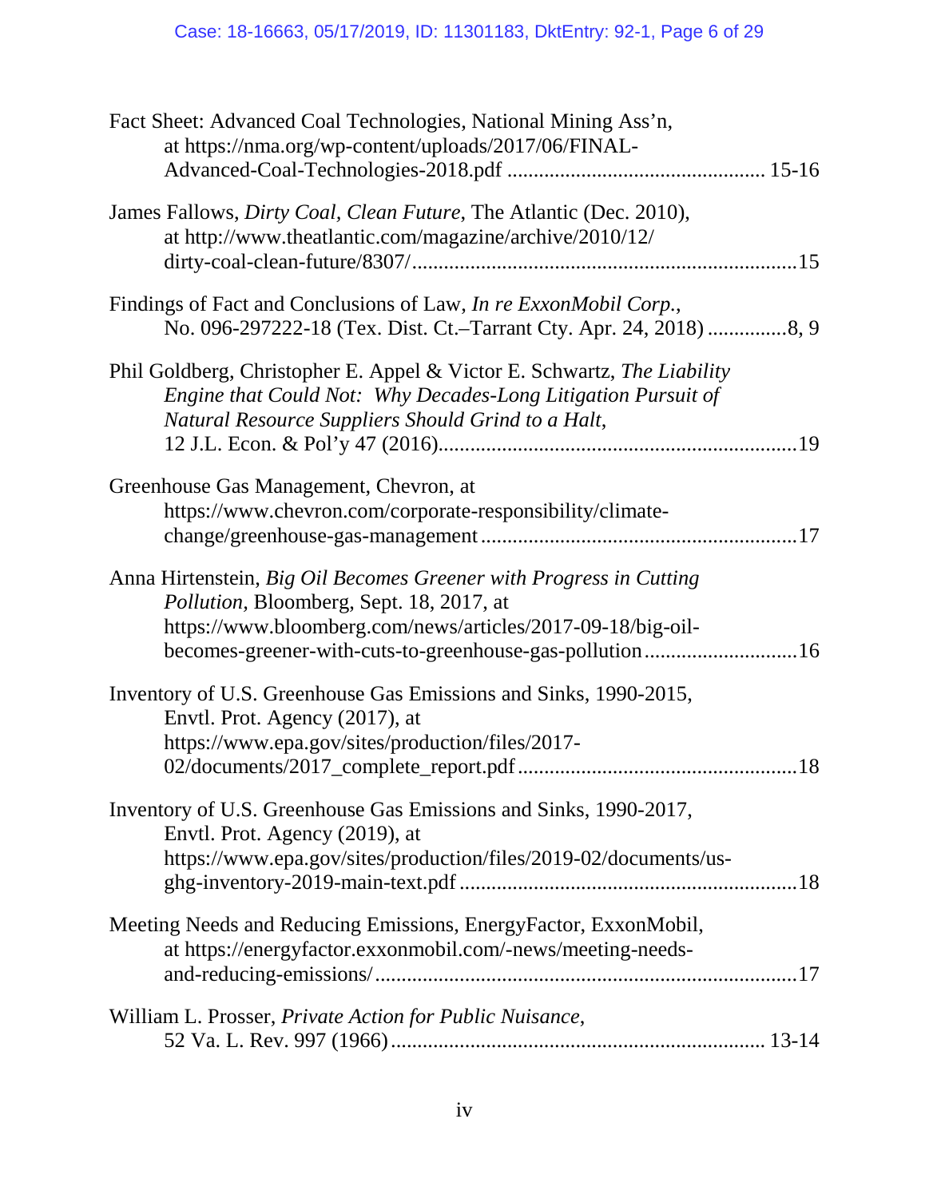Fact Sheet: Advanced Coal Technologies, National Mining Ass'n, at https://nma.org/wp-content/uploads/2017/06/FINAL-Advanced-Coal-Technologies-2018.pdf ................................................ 15-16

James Fallows, *Dirty Coal, Clean Future*, The Atlantic (Dec. 2010), at http://www.theatlantic.com/magazine/archive/2010/12/dirty-coal-clean-future/8307/........................................................................15

Findings of Fact and Conclusions of Law, *In re ExxonMobil Corp.*, No. 096-297222-18 (Tex. Dist. Ct.–Tarrant Cty. Apr. 24, 2018) ...............8, 9

Phil Goldberg, Christopher E. Appel & Victor E. Schwartz, *The Liability Engine that Could Not: Why Decades-Long Litigation Pursuit of Natural Resource Suppliers Should Grind to a Halt*, 12 J.L. Econ. & Pol'y 47 (2016)..................................................................19

Greenhouse Gas Management, Chevron, at https://www.chevron.com/corporate-responsibility/climate-change/greenhouse-gas-management..........................................................17

Anna Hirtenstein, *Big Oil Becomes Greener with Progress in Cutting Pollution*, Bloomberg, Sept. 18, 2017, at https://www.bloomberg.com/news/articles/2017-09-18/big-oil-becomes-greener-with-cuts-to-greenhouse-gas-pollution............................16

Inventory of U.S. Greenhouse Gas Emissions and Sinks, 1990-2015, Envtl. Prot. Agency (2017), at https://www.epa.gov/sites/production/files/2017-02/documents/2017_complete_report.pdf....................................................18

Inventory of U.S. Greenhouse Gas Emissions and Sinks, 1990-2017, Envtl. Prot. Agency (2019), at https://www.epa.gov/sites/production/files/2019-02/documents/us-ghg-inventory-2019-main-text.pdf.............................................................18

Meeting Needs and Reducing Emissions, EnergyFactor, ExxonMobil, at https://energyfactor.exxonmobil.com/-news/meeting-needs-and-reducing-emissions/...............................................................................17

William L. Prosser, *Private Action for Public Nuisance*, 52 Va. L. Rev. 997 (1966)..................................................................... 13-14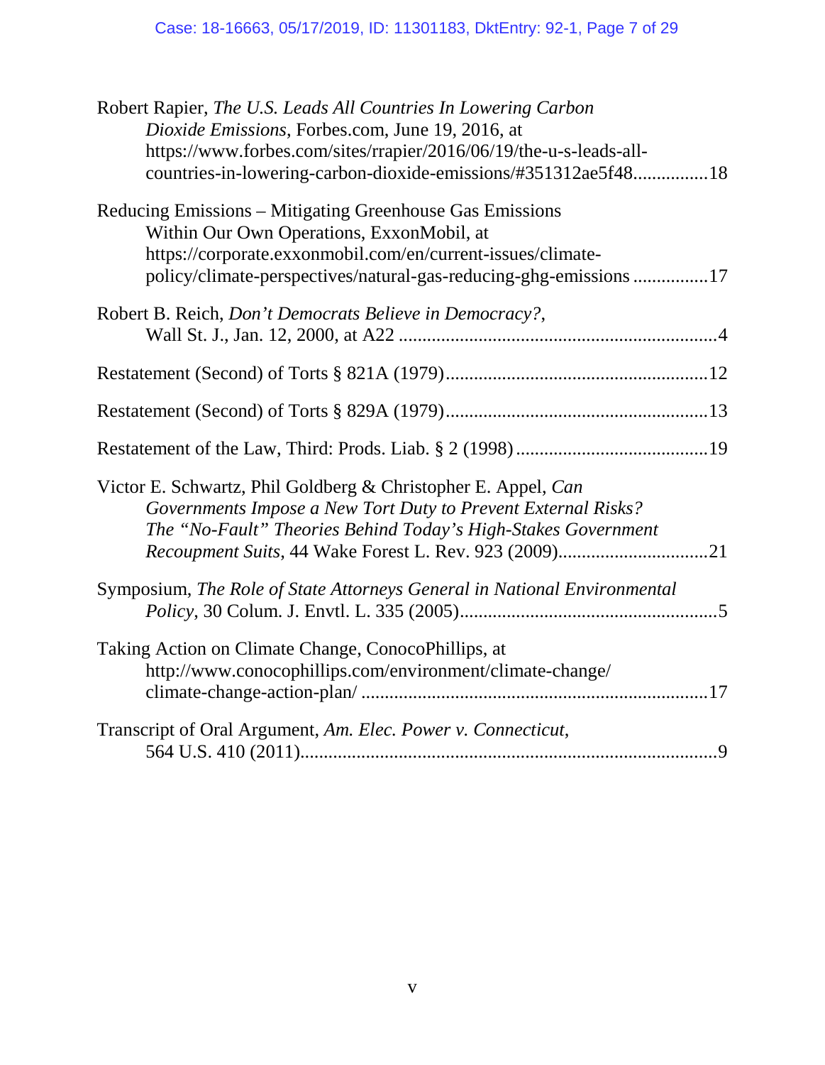Robert Rapier, *The U.S. Leads All Countries In Lowering Carbon Dioxide Emissions*, Forbes.com, June 19, 2016, at https://www.forbes.com/sites/rrapier/2016/06/19/the-u-s-leads-all-countries-in-lowering-carbon-dioxide-emissions/#351312ae5f48................18

Reducing Emissions – Mitigating Greenhouse Gas Emissions Within Our Own Operations, ExxonMobil, at https://corporate.exxonmobil.com/en/current-issues/climate-policy/climate-perspectives/natural-gas-reducing-ghg-emissions ................17

Robert B. Reich, *Don't Democrats Believe in Democracy?*, Wall St. J., Jan. 12, 2000, at A22 ....................................................................4

Restatement (Second) of Torts § 821A (1979).......................................................12

Restatement (Second) of Torts § 829A (1979).......................................................13

Restatement of the Law, Third: Prods. Liab. § 2 (1998).........................................19

Victor E. Schwartz, Phil Goldberg & Christopher E. Appel, *Can Governments Impose a New Tort Duty to Prevent External Risks? The "No-Fault" Theories Behind Today's High-Stakes Government Recoupment Suits*, 44 Wake Forest L. Rev. 923 (2009)................................21

Symposium, *The Role of State Attorneys General in National Environmental Policy*, 30 Colum. J. Envtl. L. 335 (2005).......................................................5

Taking Action on Climate Change, ConocoPhillips, at http://www.conocophillips.com/environment/climate-change/climate-change-action-plan/ .........................................................................17

Transcript of Oral Argument, *Am. Elec. Power v. Connecticut*, 564 U.S. 410 (2011).........................................................................................9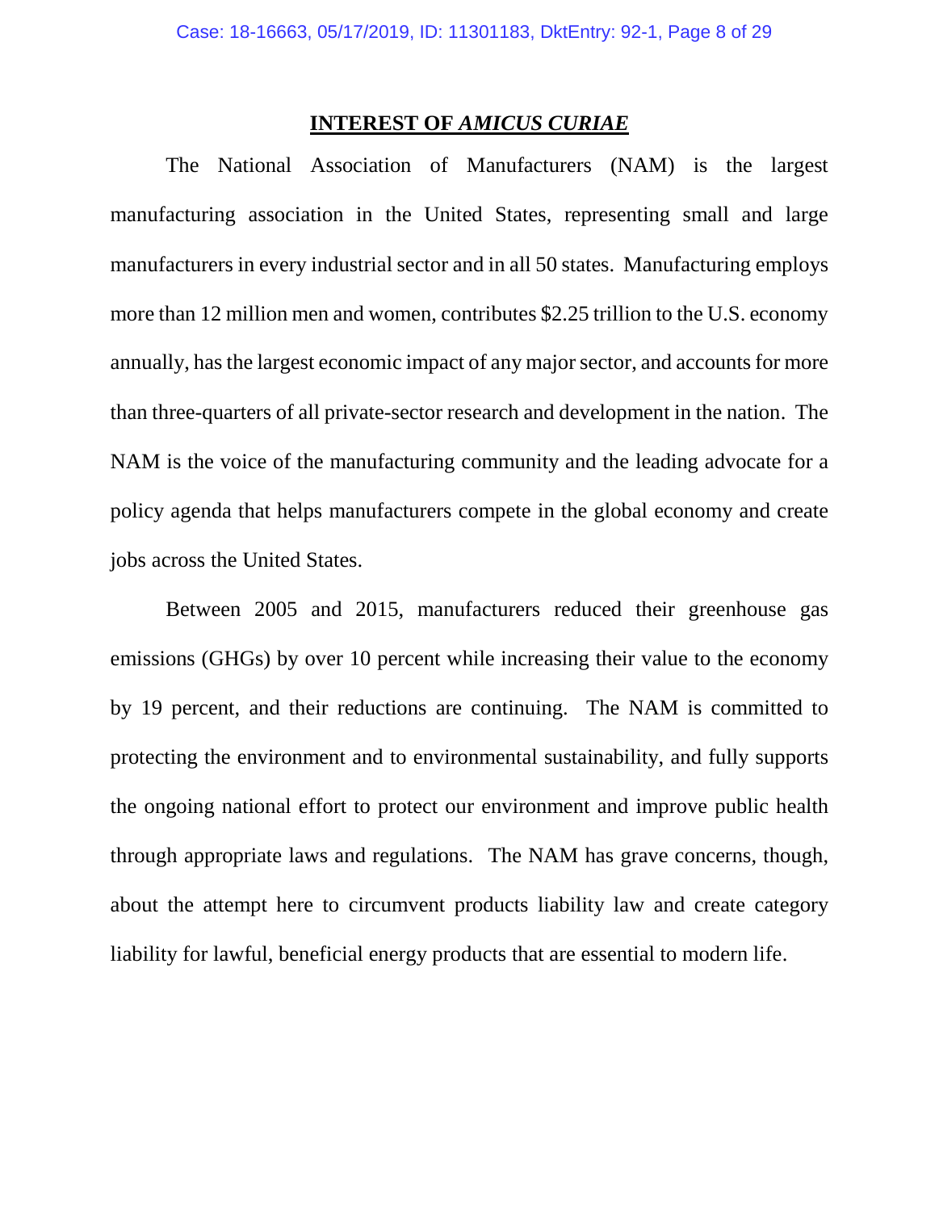## INTEREST OF *AMICUS CURIAE*

The National Association of Manufacturers (NAM) is the largest manufacturing association in the United States, representing small and large manufacturers in every industrial sector and in all 50 states. Manufacturing employs more than 12 million men and women, contributes $2.25 trillion to the U.S. economy annually, has the largest economic impact of any major sector, and accounts for more than three-quarters of all private-sector research and development in the nation. The NAM is the voice of the manufacturing community and the leading advocate for a policy agenda that helps manufacturers compete in the global economy and create jobs across the United States.

Between 2005 and 2015, manufacturers reduced their greenhouse gas emissions (GHGs) by over 10 percent while increasing their value to the economy by 19 percent, and their reductions are continuing. The NAM is committed to protecting the environment and to environmental sustainability, and fully supports the ongoing national effort to protect our environment and improve public health through appropriate laws and regulations. The NAM has grave concerns, though, about the attempt here to circumvent products liability law and create category liability for lawful, beneficial energy products that are essential to modern life.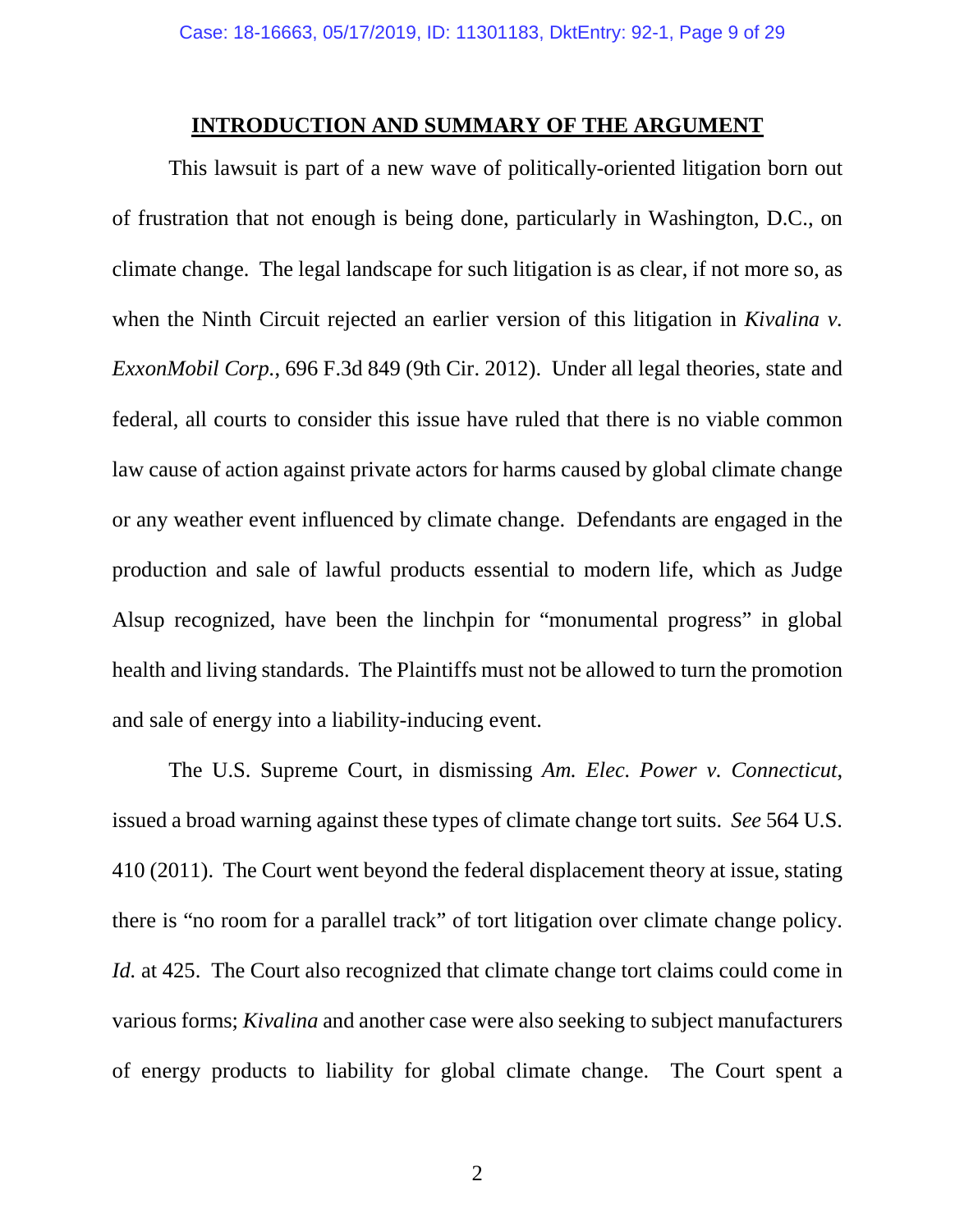## INTRODUCTION AND SUMMARY OF THE ARGUMENT

This lawsuit is part of a new wave of politically-oriented litigation born out of frustration that not enough is being done, particularly in Washington, D.C., on climate change. The legal landscape for such litigation is as clear, if not more so, as when the Ninth Circuit rejected an earlier version of this litigation in *Kivalina v. ExxonMobil Corp.*, 696 F.3d 849 (9th Cir. 2012). Under all legal theories, state and federal, all courts to consider this issue have ruled that there is no viable common law cause of action against private actors for harms caused by global climate change or any weather event influenced by climate change. Defendants are engaged in the production and sale of lawful products essential to modern life, which as Judge Alsup recognized, have been the linchpin for "monumental progress" in global health and living standards. The Plaintiffs must not be allowed to turn the promotion and sale of energy into a liability-inducing event.

The U.S. Supreme Court, in dismissing *Am. Elec. Power v. Connecticut*, issued a broad warning against these types of climate change tort suits. *See* 564 U.S. 410 (2011). The Court went beyond the federal displacement theory at issue, stating there is "no room for a parallel track" of tort litigation over climate change policy. *Id.* at 425. The Court also recognized that climate change tort claims could come in various forms; *Kivalina* and another case were also seeking to subject manufacturers of energy products to liability for global climate change. The Court spent a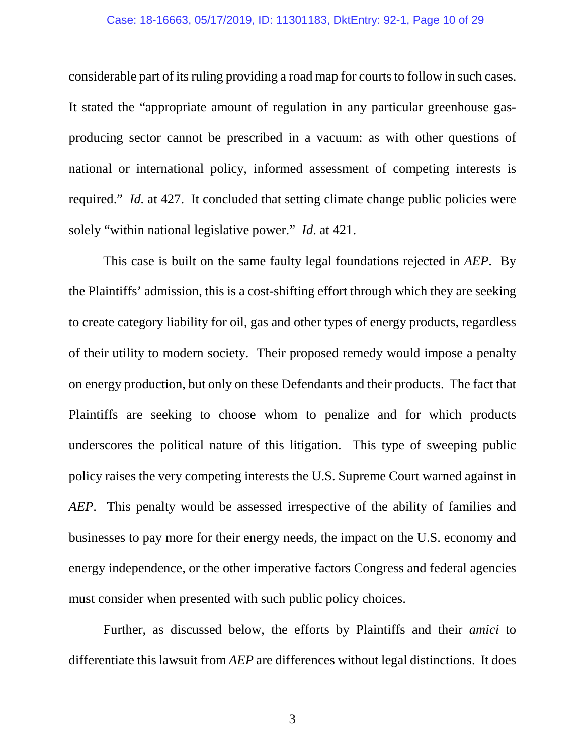considerable part of its ruling providing a road map for courts to follow in such cases. It stated the "appropriate amount of regulation in any particular greenhouse gas-producing sector cannot be prescribed in a vacuum: as with other questions of national or international policy, informed assessment of competing interests is required." *Id.* at 427. It concluded that setting climate change public policies were solely "within national legislative power." *Id*. at 421.

This case is built on the same faulty legal foundations rejected in *AEP*. By the Plaintiffs' admission, this is a cost-shifting effort through which they are seeking to create category liability for oil, gas and other types of energy products, regardless of their utility to modern society. Their proposed remedy would impose a penalty on energy production, but only on these Defendants and their products. The fact that Plaintiffs are seeking to choose whom to penalize and for which products underscores the political nature of this litigation. This type of sweeping public policy raises the very competing interests the U.S. Supreme Court warned against in *AEP*. This penalty would be assessed irrespective of the ability of families and businesses to pay more for their energy needs, the impact on the U.S. economy and energy independence, or the other imperative factors Congress and federal agencies must consider when presented with such public policy choices.

Further, as discussed below, the efforts by Plaintiffs and their *amici* to differentiate this lawsuit from *AEP* are differences without legal distinctions. It does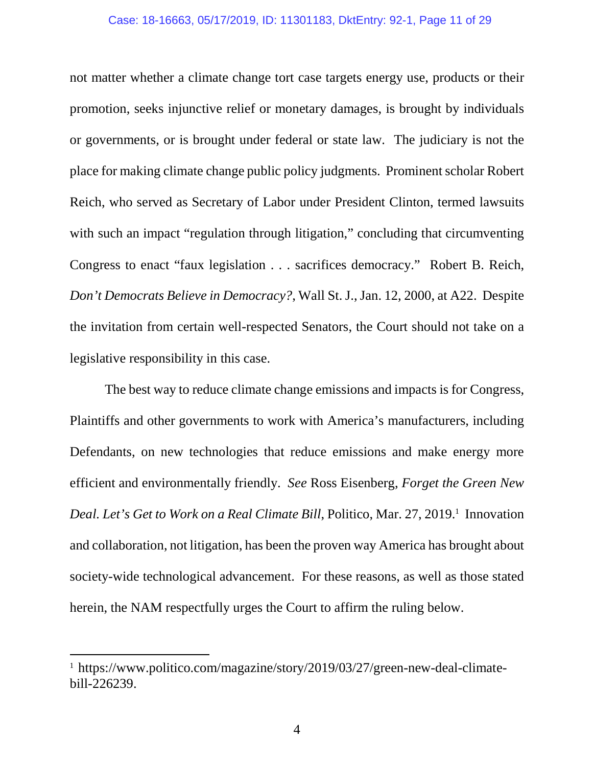not matter whether a climate change tort case targets energy use, products or their promotion, seeks injunctive relief or monetary damages, is brought by individuals or governments, or is brought under federal or state law. The judiciary is not the place for making climate change public policy judgments. Prominent scholar Robert Reich, who served as Secretary of Labor under President Clinton, termed lawsuits with such an impact "regulation through litigation," concluding that circumventing Congress to enact "faux legislation . . . sacrifices democracy." Robert B. Reich, *Don't Democrats Believe in Democracy?*, Wall St. J., Jan. 12, 2000, at A22. Despite the invitation from certain well-respected Senators, the Court should not take on a legislative responsibility in this case.

The best way to reduce climate change emissions and impacts is for Congress, Plaintiffs and other governments to work with America's manufacturers, including Defendants, on new technologies that reduce emissions and make energy more efficient and environmentally friendly. *See* Ross Eisenberg, *Forget the Green New Deal. Let's Get to Work on a Real Climate Bill*, Politico, Mar. 27, 2019.[1] Innovation and collaboration, not litigation, has been the proven way America has brought about society-wide technological advancement. For these reasons, as well as those stated herein, the NAM respectfully urges the Court to affirm the ruling below.

---

[1] https://www.politico.com/magazine/story/2019/03/27/green-new-deal-climate-bill-226239.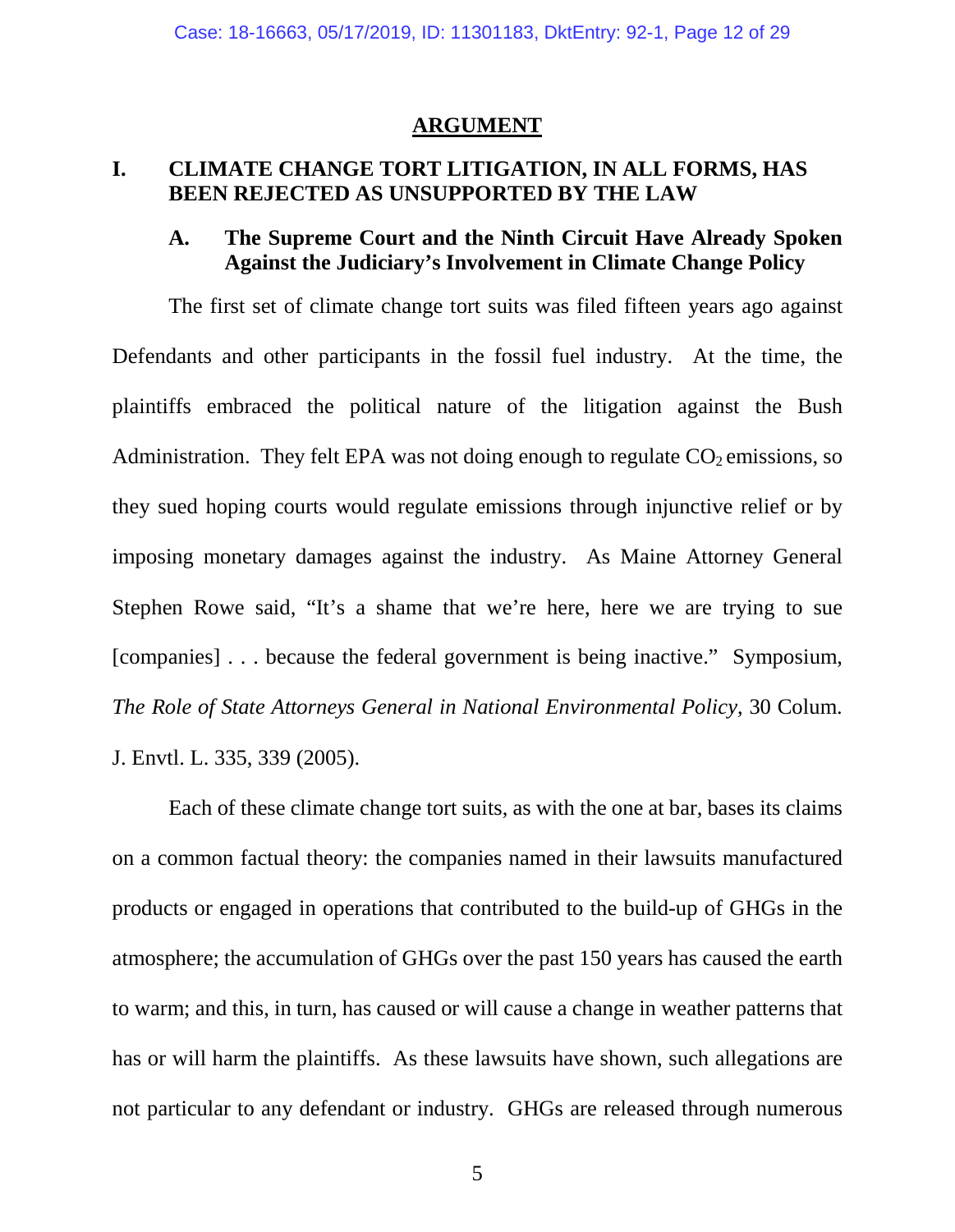## ARGUMENT

### I. CLIMATE CHANGE TORT LITIGATION, IN ALL FORMS, HAS BEEN REJECTED AS UNSUPPORTED BY THE LAW

#### A. The Supreme Court and the Ninth Circuit Have Already Spoken Against the Judiciary's Involvement in Climate Change Policy

The first set of climate change tort suits was filed fifteen years ago against Defendants and other participants in the fossil fuel industry. At the time, the plaintiffs embraced the political nature of the litigation against the Bush Administration. They felt EPA was not doing enough to regulate $CO_2$ emissions, so they sued hoping courts would regulate emissions through injunctive relief or by imposing monetary damages against the industry. As Maine Attorney General Stephen Rowe said, "It's a shame that we're here, here we are trying to sue [companies] . . . because the federal government is being inactive." Symposium, *The Role of State Attorneys General in National Environmental Policy*, 30 Colum. J. Envtl. L. 335, 339 (2005).

Each of these climate change tort suits, as with the one at bar, bases its claims on a common factual theory: the companies named in their lawsuits manufactured products or engaged in operations that contributed to the build-up of GHGs in the atmosphere; the accumulation of GHGs over the past 150 years has caused the earth to warm; and this, in turn, has caused or will cause a change in weather patterns that has or will harm the plaintiffs. As these lawsuits have shown, such allegations are not particular to any defendant or industry. GHGs are released through numerous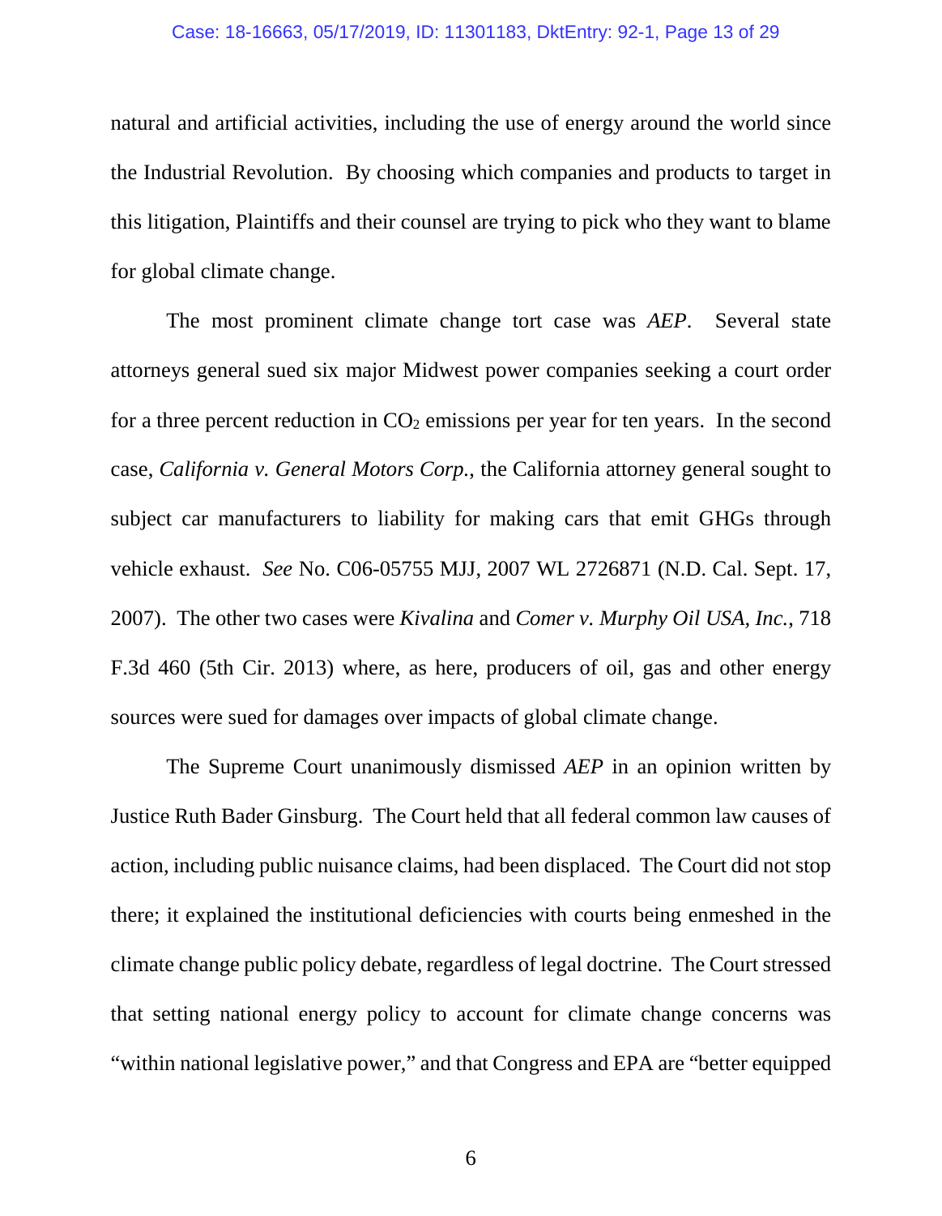natural and artificial activities, including the use of energy around the world since the Industrial Revolution. By choosing which companies and products to target in this litigation, Plaintiffs and their counsel are trying to pick who they want to blame for global climate change.

The most prominent climate change tort case was *AEP*. Several state attorneys general sued six major Midwest power companies seeking a court order for a three percent reduction in $CO_2$ emissions per year for ten years. In the second case, *California v. General Motors Corp.*, the California attorney general sought to subject car manufacturers to liability for making cars that emit GHGs through vehicle exhaust. *See* No. C06-05755 MJJ, 2007 WL 2726871 (N.D. Cal. Sept. 17, 2007). The other two cases were *Kivalina* and *Comer v. Murphy Oil USA, Inc.*, 718 F.3d 460 (5th Cir. 2013) where, as here, producers of oil, gas and other energy sources were sued for damages over impacts of global climate change.

The Supreme Court unanimously dismissed *AEP* in an opinion written by Justice Ruth Bader Ginsburg. The Court held that all federal common law causes of action, including public nuisance claims, had been displaced. The Court did not stop there; it explained the institutional deficiencies with courts being enmeshed in the climate change public policy debate, regardless of legal doctrine. The Court stressed that setting national energy policy to account for climate change concerns was "within national legislative power," and that Congress and EPA are "better equipped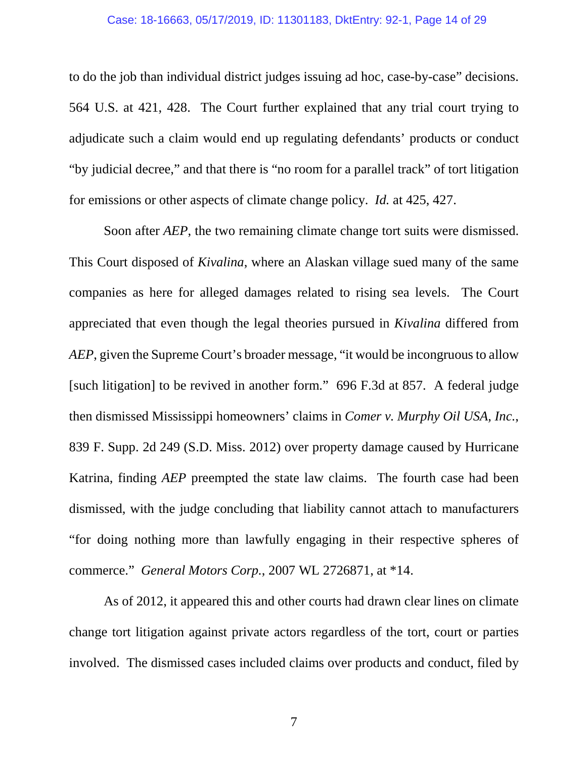to do the job than individual district judges issuing ad hoc, case-by-case" decisions. 564 U.S. at 421, 428. The Court further explained that any trial court trying to adjudicate such a claim would end up regulating defendants' products or conduct "by judicial decree," and that there is "no room for a parallel track" of tort litigation for emissions or other aspects of climate change policy. *Id.* at 425, 427.

Soon after *AEP*, the two remaining climate change tort suits were dismissed. This Court disposed of *Kivalina*, where an Alaskan village sued many of the same companies as here for alleged damages related to rising sea levels. The Court appreciated that even though the legal theories pursued in *Kivalina* differed from *AEP*, given the Supreme Court's broader message, "it would be incongruous to allow [such litigation] to be revived in another form." 696 F.3d at 857. A federal judge then dismissed Mississippi homeowners' claims in *Comer v. Murphy Oil USA, Inc.*, 839 F. Supp. 2d 249 (S.D. Miss. 2012) over property damage caused by Hurricane Katrina, finding *AEP* preempted the state law claims. The fourth case had been dismissed, with the judge concluding that liability cannot attach to manufacturers "for doing nothing more than lawfully engaging in their respective spheres of commerce." *General Motors Corp.*, 2007 WL 2726871, at *14.

As of 2012, it appeared this and other courts had drawn clear lines on climate change tort litigation against private actors regardless of the tort, court or parties involved. The dismissed cases included claims over products and conduct, filed by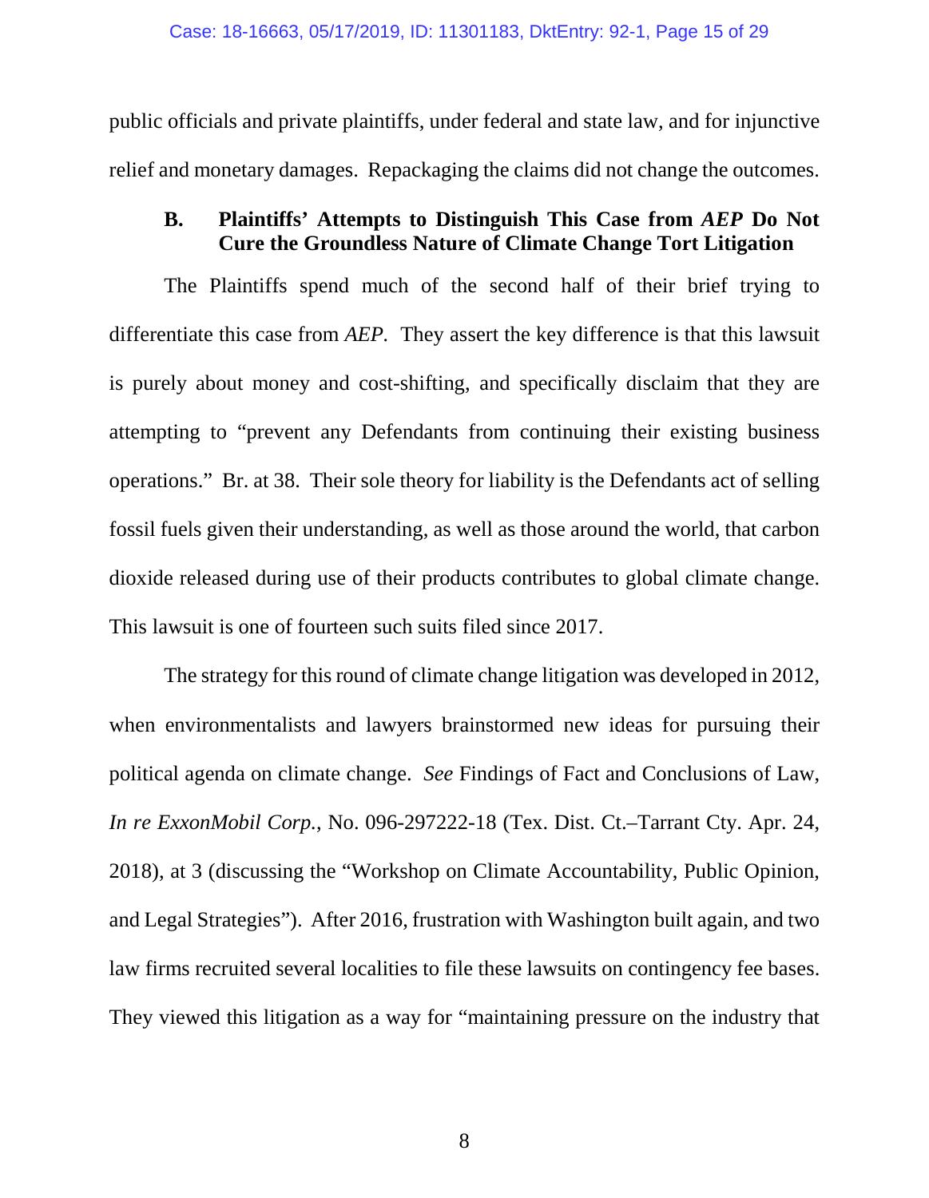public officials and private plaintiffs, under federal and state law, and for injunctive relief and monetary damages. Repackaging the claims did not change the outcomes.

### B. Plaintiffs' Attempts to Distinguish This Case from *AEP* Do Not Cure the Groundless Nature of Climate Change Tort Litigation

The Plaintiffs spend much of the second half of their brief trying to differentiate this case from *AEP*. They assert the key difference is that this lawsuit is purely about money and cost-shifting, and specifically disclaim that they are attempting to "prevent any Defendants from continuing their existing business operations." Br. at 38. Their sole theory for liability is the Defendants act of selling fossil fuels given their understanding, as well as those around the world, that carbon dioxide released during use of their products contributes to global climate change. This lawsuit is one of fourteen such suits filed since 2017.

The strategy for this round of climate change litigation was developed in 2012, when environmentalists and lawyers brainstormed new ideas for pursuing their political agenda on climate change. *See* Findings of Fact and Conclusions of Law, *In re ExxonMobil Corp.*, No. 096-297222-18 (Tex. Dist. Ct.–Tarrant Cty. Apr. 24, 2018), at 3 (discussing the "Workshop on Climate Accountability, Public Opinion, and Legal Strategies"). After 2016, frustration with Washington built again, and two law firms recruited several localities to file these lawsuits on contingency fee bases. They viewed this litigation as a way for "maintaining pressure on the industry that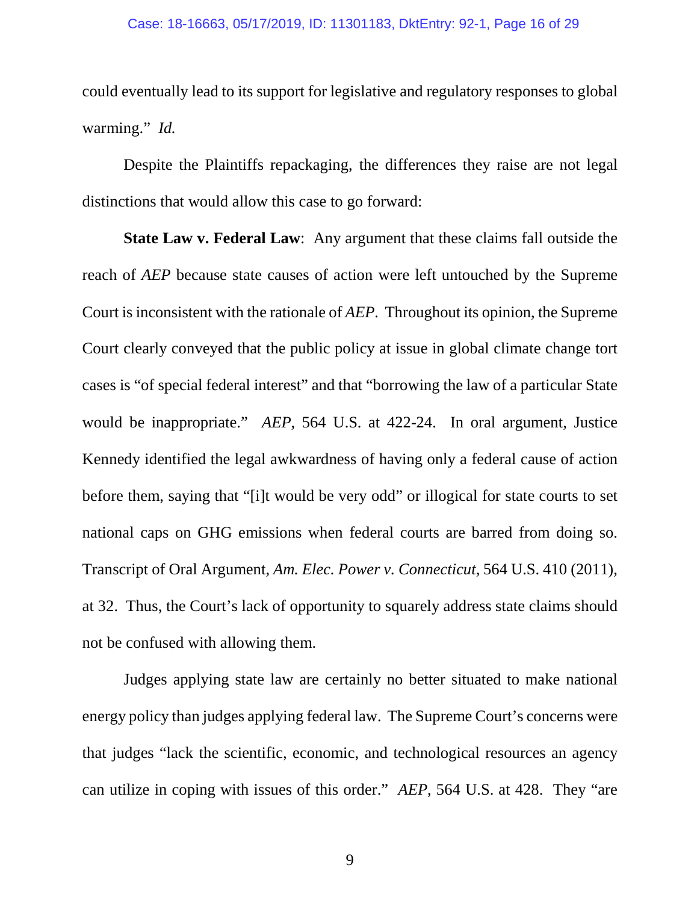could eventually lead to its support for legislative and regulatory responses to global warming." *Id.*

Despite the Plaintiffs repackaging, the differences they raise are not legal distinctions that would allow this case to go forward:

**State Law v. Federal Law**: Any argument that these claims fall outside the reach of *AEP* because state causes of action were left untouched by the Supreme Court is inconsistent with the rationale of *AEP*. Throughout its opinion, the Supreme Court clearly conveyed that the public policy at issue in global climate change tort cases is "of special federal interest" and that "borrowing the law of a particular State would be inappropriate." *AEP*, 564 U.S. at 422-24. In oral argument, Justice Kennedy identified the legal awkwardness of having only a federal cause of action before them, saying that "[i]t would be very odd" or illogical for state courts to set national caps on GHG emissions when federal courts are barred from doing so. Transcript of Oral Argument, *Am. Elec. Power v. Connecticut*, 564 U.S. 410 (2011), at 32. Thus, the Court's lack of opportunity to squarely address state claims should not be confused with allowing them.

Judges applying state law are certainly no better situated to make national energy policy than judges applying federal law. The Supreme Court's concerns were that judges "lack the scientific, economic, and technological resources an agency can utilize in coping with issues of this order." *AEP*, 564 U.S. at 428. They "are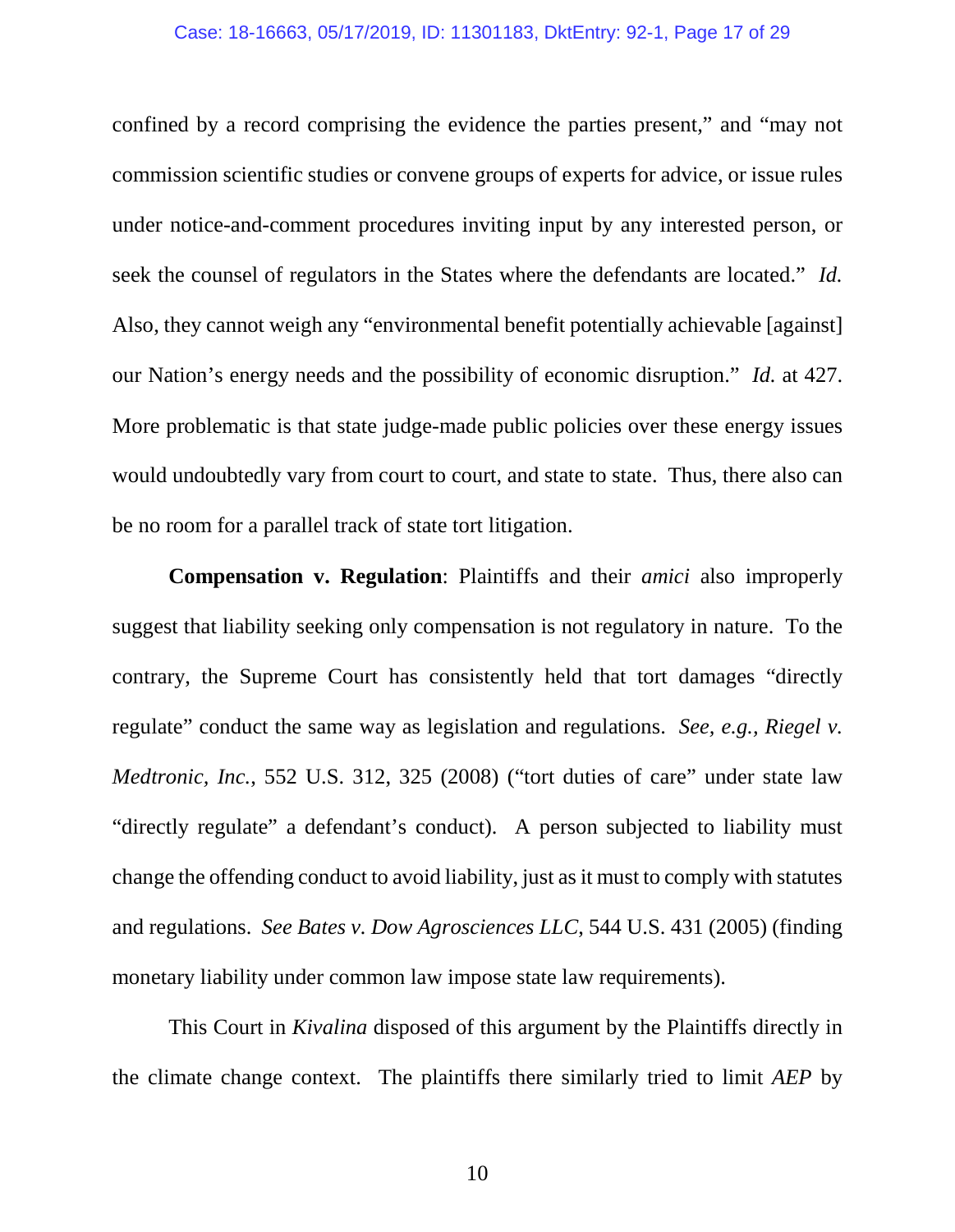confined by a record comprising the evidence the parties present," and "may not commission scientific studies or convene groups of experts for advice, or issue rules under notice-and-comment procedures inviting input by any interested person, or seek the counsel of regulators in the States where the defendants are located." *Id.* Also, they cannot weigh any "environmental benefit potentially achievable [against] our Nation's energy needs and the possibility of economic disruption." *Id.* at 427. More problematic is that state judge-made public policies over these energy issues would undoubtedly vary from court to court, and state to state. Thus, there also can be no room for a parallel track of state tort litigation.

**Compensation v. Regulation**: Plaintiffs and their *amici* also improperly suggest that liability seeking only compensation is not regulatory in nature. To the contrary, the Supreme Court has consistently held that tort damages "directly regulate" conduct the same way as legislation and regulations. *See, e.g.*, *Riegel v. Medtronic, Inc.*, 552 U.S. 312, 325 (2008) ("tort duties of care" under state law "directly regulate" a defendant's conduct). A person subjected to liability must change the offending conduct to avoid liability, just as it must to comply with statutes and regulations. *See Bates v. Dow Agrosciences LLC*, 544 U.S. 431 (2005) (finding monetary liability under common law impose state law requirements).

This Court in *Kivalina* disposed of this argument by the Plaintiffs directly in the climate change context. The plaintiffs there similarly tried to limit *AEP* by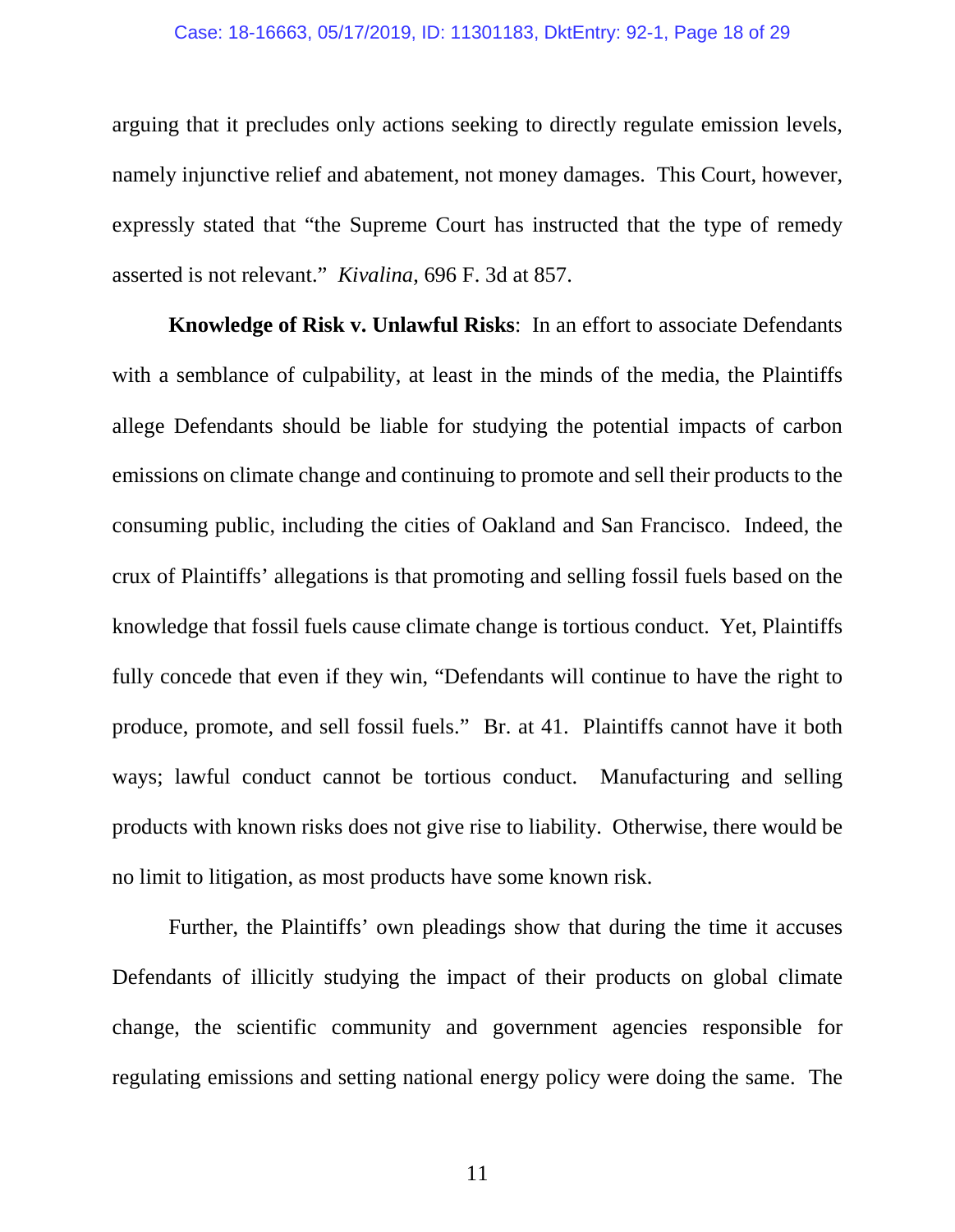arguing that it precludes only actions seeking to directly regulate emission levels, namely injunctive relief and abatement, not money damages. This Court, however, expressly stated that "the Supreme Court has instructed that the type of remedy asserted is not relevant." *Kivalina*, 696 F. 3d at 857.

**Knowledge of Risk v. Unlawful Risks**: In an effort to associate Defendants with a semblance of culpability, at least in the minds of the media, the Plaintiffs allege Defendants should be liable for studying the potential impacts of carbon emissions on climate change and continuing to promote and sell their products to the consuming public, including the cities of Oakland and San Francisco. Indeed, the crux of Plaintiffs' allegations is that promoting and selling fossil fuels based on the knowledge that fossil fuels cause climate change is tortious conduct. Yet, Plaintiffs fully concede that even if they win, "Defendants will continue to have the right to produce, promote, and sell fossil fuels." Br. at 41. Plaintiffs cannot have it both ways; lawful conduct cannot be tortious conduct. Manufacturing and selling products with known risks does not give rise to liability. Otherwise, there would be no limit to litigation, as most products have some known risk.

Further, the Plaintiffs' own pleadings show that during the time it accuses Defendants of illicitly studying the impact of their products on global climate change, the scientific community and government agencies responsible for regulating emissions and setting national energy policy were doing the same. The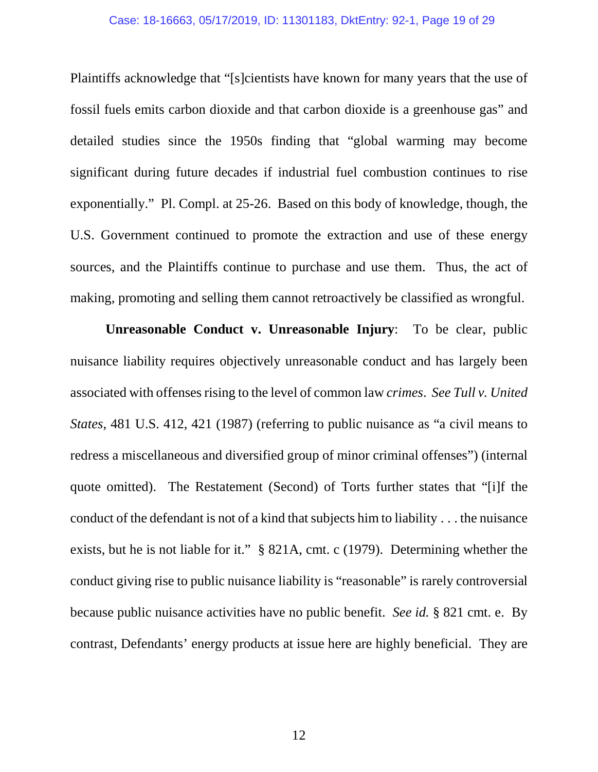Plaintiffs acknowledge that "[s]cientists have known for many years that the use of fossil fuels emits carbon dioxide and that carbon dioxide is a greenhouse gas" and detailed studies since the 1950s finding that "global warming may become significant during future decades if industrial fuel combustion continues to rise exponentially." Pl. Compl. at 25-26. Based on this body of knowledge, though, the U.S. Government continued to promote the extraction and use of these energy sources, and the Plaintiffs continue to purchase and use them. Thus, the act of making, promoting and selling them cannot retroactively be classified as wrongful.

**Unreasonable Conduct v. Unreasonable Injury**: To be clear, public nuisance liability requires objectively unreasonable conduct and has largely been associated with offenses rising to the level of common law *crimes*. *See Tull v. United States*, 481 U.S. 412, 421 (1987) (referring to public nuisance as "a civil means to redress a miscellaneous and diversified group of minor criminal offenses") (internal quote omitted). The Restatement (Second) of Torts further states that "[i]f the conduct of the defendant is not of a kind that subjects him to liability . . . the nuisance exists, but he is not liable for it." § 821A, cmt. c (1979). Determining whether the conduct giving rise to public nuisance liability is "reasonable" is rarely controversial because public nuisance activities have no public benefit. *See id.* § 821 cmt. e. By contrast, Defendants' energy products at issue here are highly beneficial. They are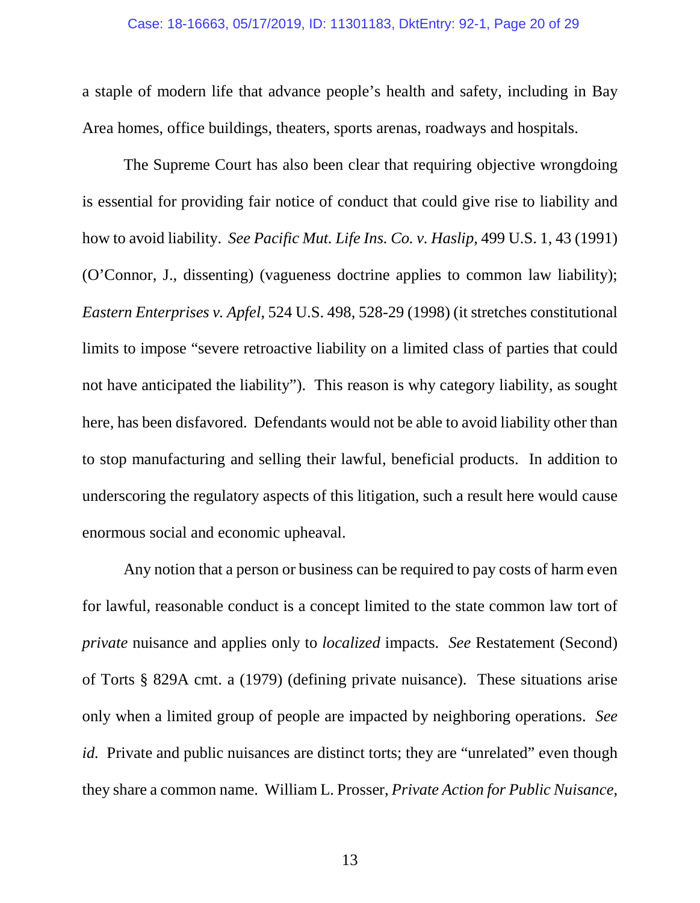a staple of modern life that advance people's health and safety, including in Bay Area homes, office buildings, theaters, sports arenas, roadways and hospitals.

The Supreme Court has also been clear that requiring objective wrongdoing is essential for providing fair notice of conduct that could give rise to liability and how to avoid liability. *See Pacific Mut. Life Ins. Co. v. Haslip*, 499 U.S. 1, 43 (1991) (O'Connor, J., dissenting) (vagueness doctrine applies to common law liability); *Eastern Enterprises v. Apfel*, 524 U.S. 498, 528-29 (1998) (it stretches constitutional limits to impose "severe retroactive liability on a limited class of parties that could not have anticipated the liability"). This reason is why category liability, as sought here, has been disfavored. Defendants would not be able to avoid liability other than to stop manufacturing and selling their lawful, beneficial products. In addition to underscoring the regulatory aspects of this litigation, such a result here would cause enormous social and economic upheaval.

Any notion that a person or business can be required to pay costs of harm even for lawful, reasonable conduct is a concept limited to the state common law tort of *private* nuisance and applies only to *localized* impacts. *See* Restatement (Second) of Torts § 829A cmt. a (1979) (defining private nuisance). These situations arise only when a limited group of people are impacted by neighboring operations. *See id.* Private and public nuisances are distinct torts; they are "unrelated" even though they share a common name. William L. Prosser, *Private Action for Public Nuisance*,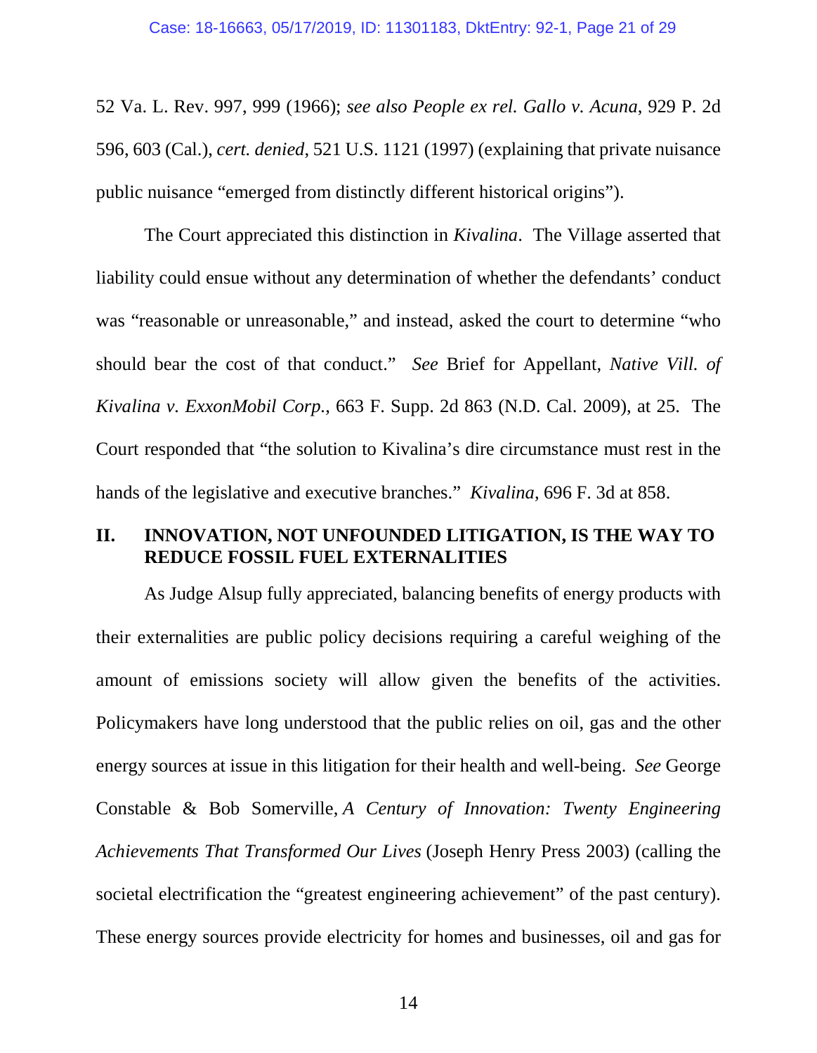52 Va. L. Rev. 997, 999 (1966); *see also People ex rel. Gallo v. Acuna*, 929 P. 2d 596, 603 (Cal.), *cert. denied*, 521 U.S. 1121 (1997) (explaining that private nuisance public nuisance "emerged from distinctly different historical origins").

The Court appreciated this distinction in *Kivalina*. The Village asserted that liability could ensue without any determination of whether the defendants' conduct was "reasonable or unreasonable," and instead, asked the court to determine "who should bear the cost of that conduct." *See* Brief for Appellant, *Native Vill. of Kivalina v. ExxonMobil Corp.*, 663 F. Supp. 2d 863 (N.D. Cal. 2009), at 25. The Court responded that "the solution to Kivalina's dire circumstance must rest in the hands of the legislative and executive branches." *Kivalina*, 696 F. 3d at 858.

## II. INNOVATION, NOT UNFOUNDED LITIGATION, IS THE WAY TO REDUCE FOSSIL FUEL EXTERNALITIES

As Judge Alsup fully appreciated, balancing benefits of energy products with their externalities are public policy decisions requiring a careful weighing of the amount of emissions society will allow given the benefits of the activities. Policymakers have long understood that the public relies on oil, gas and the other energy sources at issue in this litigation for their health and well-being. *See* George Constable & Bob Somerville, *A Century of Innovation: Twenty Engineering Achievements That Transformed Our Lives* (Joseph Henry Press 2003) (calling the societal electrification the "greatest engineering achievement" of the past century). These energy sources provide electricity for homes and businesses, oil and gas for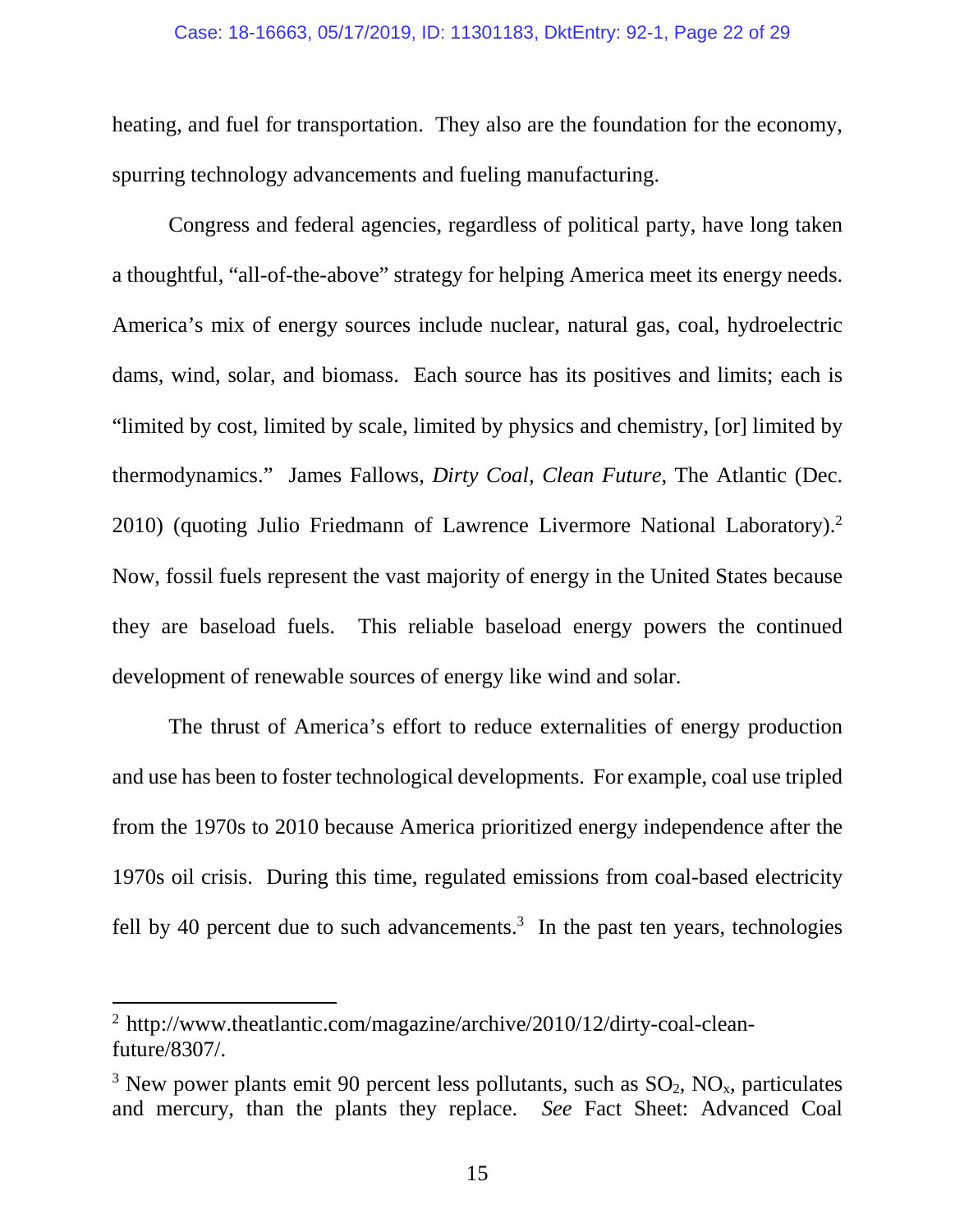heating, and fuel for transportation. They also are the foundation for the economy, spurring technology advancements and fueling manufacturing.

Congress and federal agencies, regardless of political party, have long taken a thoughtful, "all-of-the-above" strategy for helping America meet its energy needs. America's mix of energy sources include nuclear, natural gas, coal, hydroelectric dams, wind, solar, and biomass. Each source has its positives and limits; each is "limited by cost, limited by scale, limited by physics and chemistry, [or] limited by thermodynamics." James Fallows, *Dirty Coal, Clean Future*, The Atlantic (Dec. 2010) (quoting Julio Friedmann of Lawrence Livermore National Laboratory).[2] Now, fossil fuels represent the vast majority of energy in the United States because they are baseload fuels. This reliable baseload energy powers the continued development of renewable sources of energy like wind and solar.

The thrust of America's effort to reduce externalities of energy production and use has been to foster technological developments. For example, coal use tripled from the 1970s to 2010 because America prioritized energy independence after the 1970s oil crisis. During this time, regulated emissions from coal-based electricity fell by 40 percent due to such advancements.[3] In the past ten years, technologies

---

[2] http://www.theatlantic.com/magazine/archive/2010/12/dirty-coal-clean-future/8307/.

[3] New power plants emit 90 percent less pollutants, such as $SO_2$, $NO_x$, particulates and mercury, than the plants they replace. *See* Fact Sheet: Advanced Coal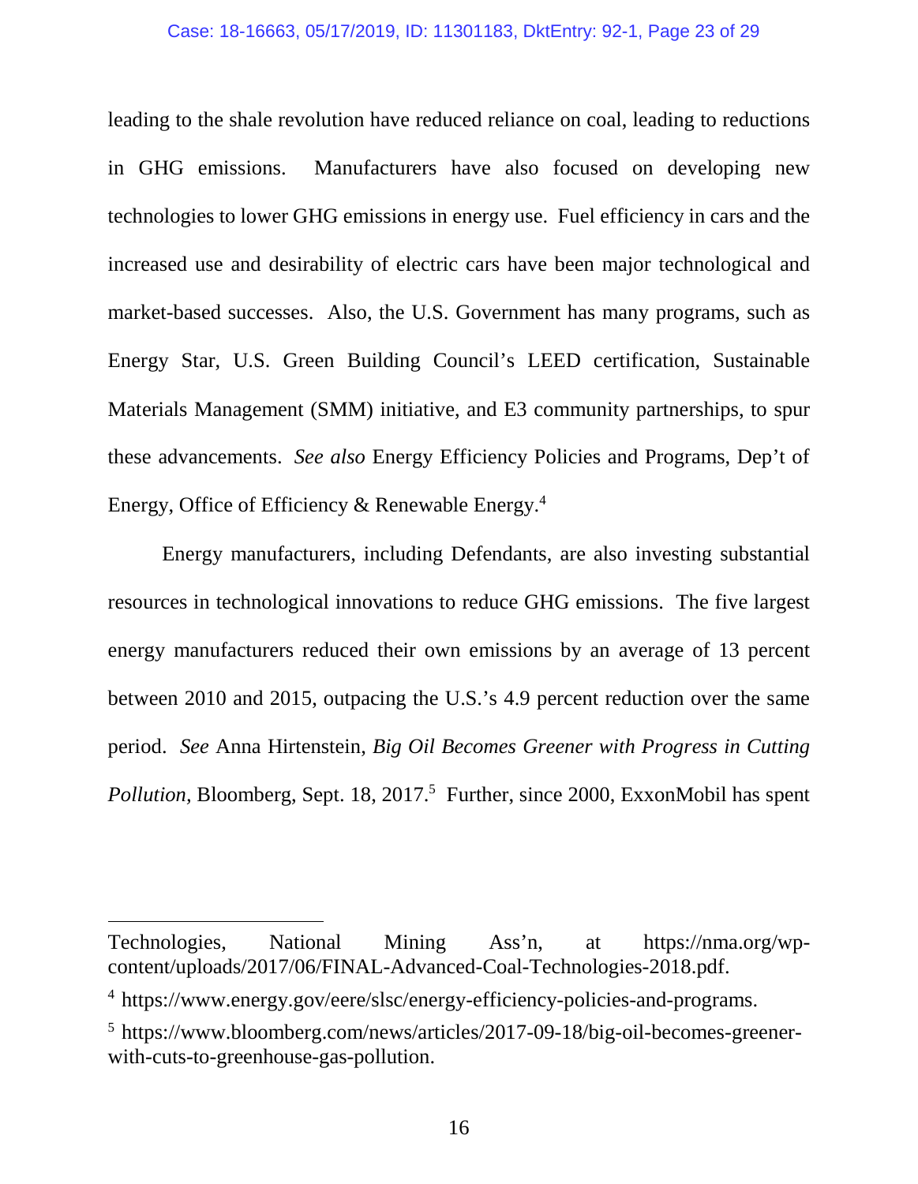leading to the shale revolution have reduced reliance on coal, leading to reductions in GHG emissions. Manufacturers have also focused on developing new technologies to lower GHG emissions in energy use. Fuel efficiency in cars and the increased use and desirability of electric cars have been major technological and market-based successes. Also, the U.S. Government has many programs, such as Energy Star, U.S. Green Building Council's LEED certification, Sustainable Materials Management (SMM) initiative, and E3 community partnerships, to spur these advancements. *See also* Energy Efficiency Policies and Programs, Dep't of Energy, Office of Efficiency & Renewable Energy.[4]

Energy manufacturers, including Defendants, are also investing substantial resources in technological innovations to reduce GHG emissions. The five largest energy manufacturers reduced their own emissions by an average of 13 percent between 2010 and 2015, outpacing the U.S.'s 4.9 percent reduction over the same period. *See* Anna Hirtenstein, *Big Oil Becomes Greener with Progress in Cutting Pollution*, Bloomberg, Sept. 18, 2017.[5] Further, since 2000, ExxonMobil has spent

---

Technologies, National Mining Ass'n, at https://nma.org/wp-content/uploads/2017/06/FINAL-Advanced-Coal-Technologies-2018.pdf.

[4] https://www.energy.gov/eere/slsc/energy-efficiency-policies-and-programs.

[5] https://www.bloomberg.com/news/articles/2017-09-18/big-oil-becomes-greener-with-cuts-to-greenhouse-gas-pollution.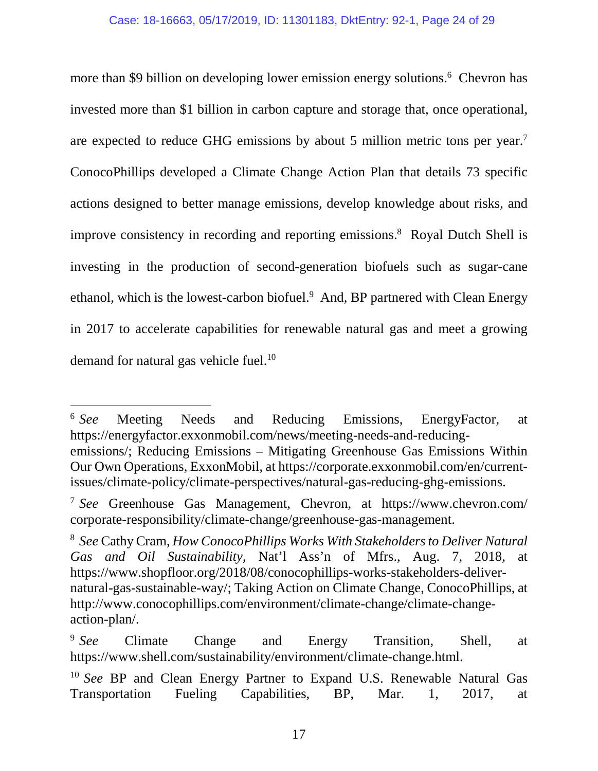more than $9 billion on developing lower emission energy solutions.[6] Chevron has invested more than $1 billion in carbon capture and storage that, once operational, are expected to reduce GHG emissions by about 5 million metric tons per year.[7] ConocoPhillips developed a Climate Change Action Plan that details 73 specific actions designed to better manage emissions, develop knowledge about risks, and improve consistency in recording and reporting emissions.[8] Royal Dutch Shell is investing in the production of second-generation biofuels such as sugar-cane ethanol, which is the lowest-carbon biofuel.[9] And, BP partnered with Clean Energy in 2017 to accelerate capabilities for renewable natural gas and meet a growing demand for natural gas vehicle fuel.[10]

---

[6] *See* Meeting Needs and Reducing Emissions, EnergyFactor, at https://energyfactor.exxonmobil.com/news/meeting-needs-and-reducing-emissions/; Reducing Emissions – Mitigating Greenhouse Gas Emissions Within Our Own Operations, ExxonMobil, at https://corporate.exxonmobil.com/en/current-issues/climate-policy/climate-perspectives/natural-gas-reducing-ghg-emissions.

[7] *See* Greenhouse Gas Management, Chevron, at https://www.chevron.com/corporate-responsibility/climate-change/greenhouse-gas-management.

[8] *See* Cathy Cram, *How ConocoPhillips Works With Stakeholders to Deliver Natural Gas and Oil Sustainability*, Nat'l Ass'n of Mfrs., Aug. 7, 2018, at https://www.shopfloor.org/2018/08/conocophillips-works-stakeholders-deliver-natural-gas-sustainable-way/; Taking Action on Climate Change, ConocoPhillips, at http://www.conocophillips.com/environment/climate-change/climate-change-action-plan/.

[9] *See* Climate Change and Energy Transition, Shell, at https://www.shell.com/sustainability/environment/climate-change.html.

[10] *See* BP and Clean Energy Partner to Expand U.S. Renewable Natural Gas Transportation Fueling Capabilities, BP, Mar. 1, 2017, at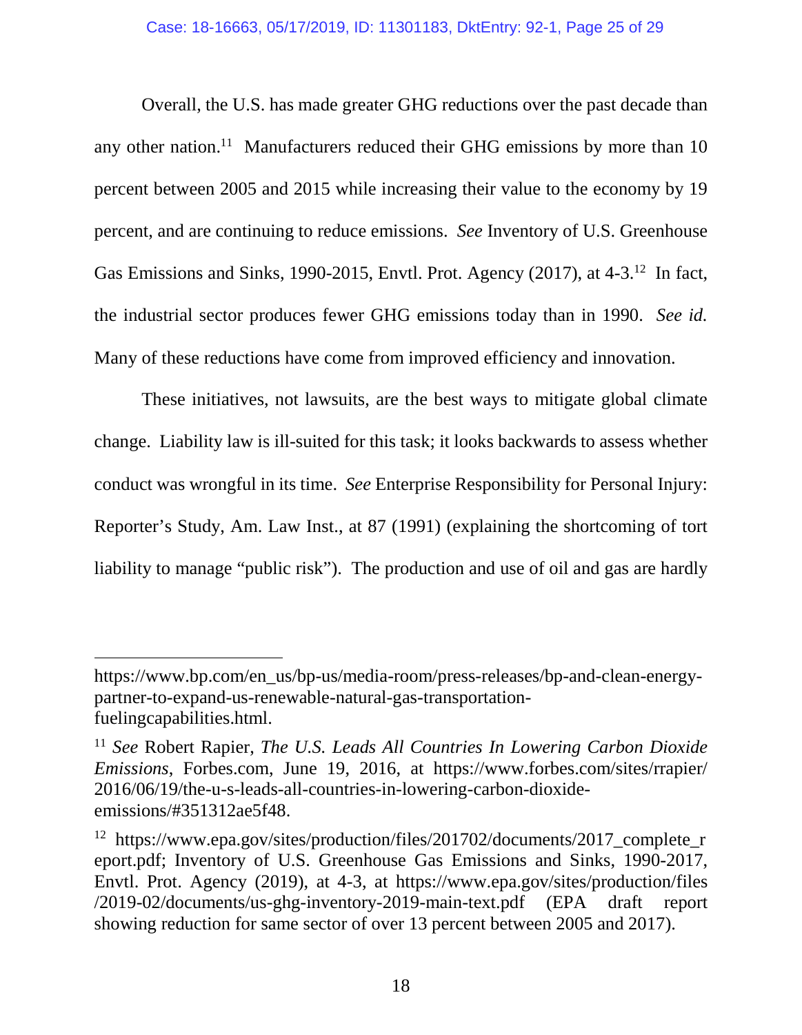Overall, the U.S. has made greater GHG reductions over the past decade than any other nation.[11] Manufacturers reduced their GHG emissions by more than 10 percent between 2005 and 2015 while increasing their value to the economy by 19 percent, and are continuing to reduce emissions. *See* Inventory of U.S. Greenhouse Gas Emissions and Sinks, 1990-2015, Envtl. Prot. Agency (2017), at 4-3.[12] In fact, the industrial sector produces fewer GHG emissions today than in 1990. *See id.* Many of these reductions have come from improved efficiency and innovation.

These initiatives, not lawsuits, are the best ways to mitigate global climate change. Liability law is ill-suited for this task; it looks backwards to assess whether conduct was wrongful in its time. *See* Enterprise Responsibility for Personal Injury: Reporter's Study, Am. Law Inst., at 87 (1991) (explaining the shortcoming of tort liability to manage "public risk"). The production and use of oil and gas are hardly

---

https://www.bp.com/en_us/bp-us/media-room/press-releases/bp-and-clean-energy-partner-to-expand-us-renewable-natural-gas-transportation-fuelingcapabilities.html.

[11] *See* Robert Rapier, *The U.S. Leads All Countries In Lowering Carbon Dioxide Emissions*, Forbes.com, June 19, 2016, at https://www.forbes.com/sites/rrapier/2016/06/19/the-u-s-leads-all-countries-in-lowering-carbon-dioxide-emissions/#351312ae5f48.

[12] https://www.epa.gov/sites/production/files/201702/documents/2017_complete_report.pdf; Inventory of U.S. Greenhouse Gas Emissions and Sinks, 1990-2017, Envtl. Prot. Agency (2019), at 4-3, at https://www.epa.gov/sites/production/files/2019-02/documents/us-ghg-inventory-2019-main-text.pdf (EPA draft report showing reduction for same sector of over 13 percent between 2005 and 2017).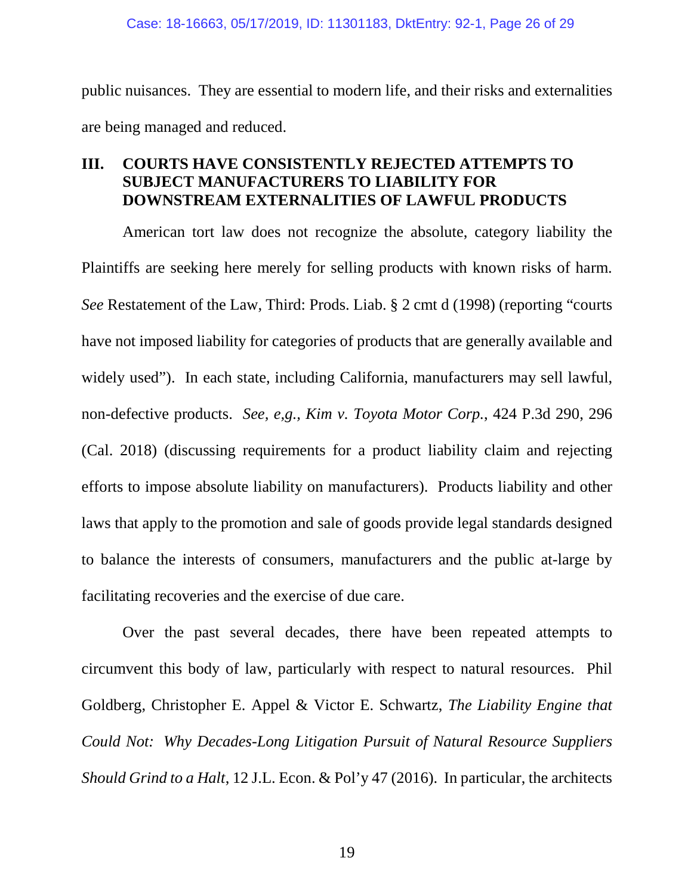public nuisances. They are essential to modern life, and their risks and externalities are being managed and reduced.

## III. COURTS HAVE CONSISTENTLY REJECTED ATTEMPTS TO SUBJECT MANUFACTURERS TO LIABILITY FOR DOWNSTREAM EXTERNALITIES OF LAWFUL PRODUCTS

American tort law does not recognize the absolute, category liability the Plaintiffs are seeking here merely for selling products with known risks of harm. *See* Restatement of the Law, Third: Prods. Liab. § 2 cmt d (1998) (reporting "courts have not imposed liability for categories of products that are generally available and widely used"). In each state, including California, manufacturers may sell lawful, non-defective products. *See, e,g., Kim v. Toyota Motor Corp.*, 424 P.3d 290, 296 (Cal. 2018) (discussing requirements for a product liability claim and rejecting efforts to impose absolute liability on manufacturers). Products liability and other laws that apply to the promotion and sale of goods provide legal standards designed to balance the interests of consumers, manufacturers and the public at-large by facilitating recoveries and the exercise of due care.

Over the past several decades, there have been repeated attempts to circumvent this body of law, particularly with respect to natural resources. Phil Goldberg, Christopher E. Appel & Victor E. Schwartz, *The Liability Engine that Could Not: Why Decades-Long Litigation Pursuit of Natural Resource Suppliers Should Grind to a Halt*, 12 J.L. Econ. & Pol'y 47 (2016). In particular, the architects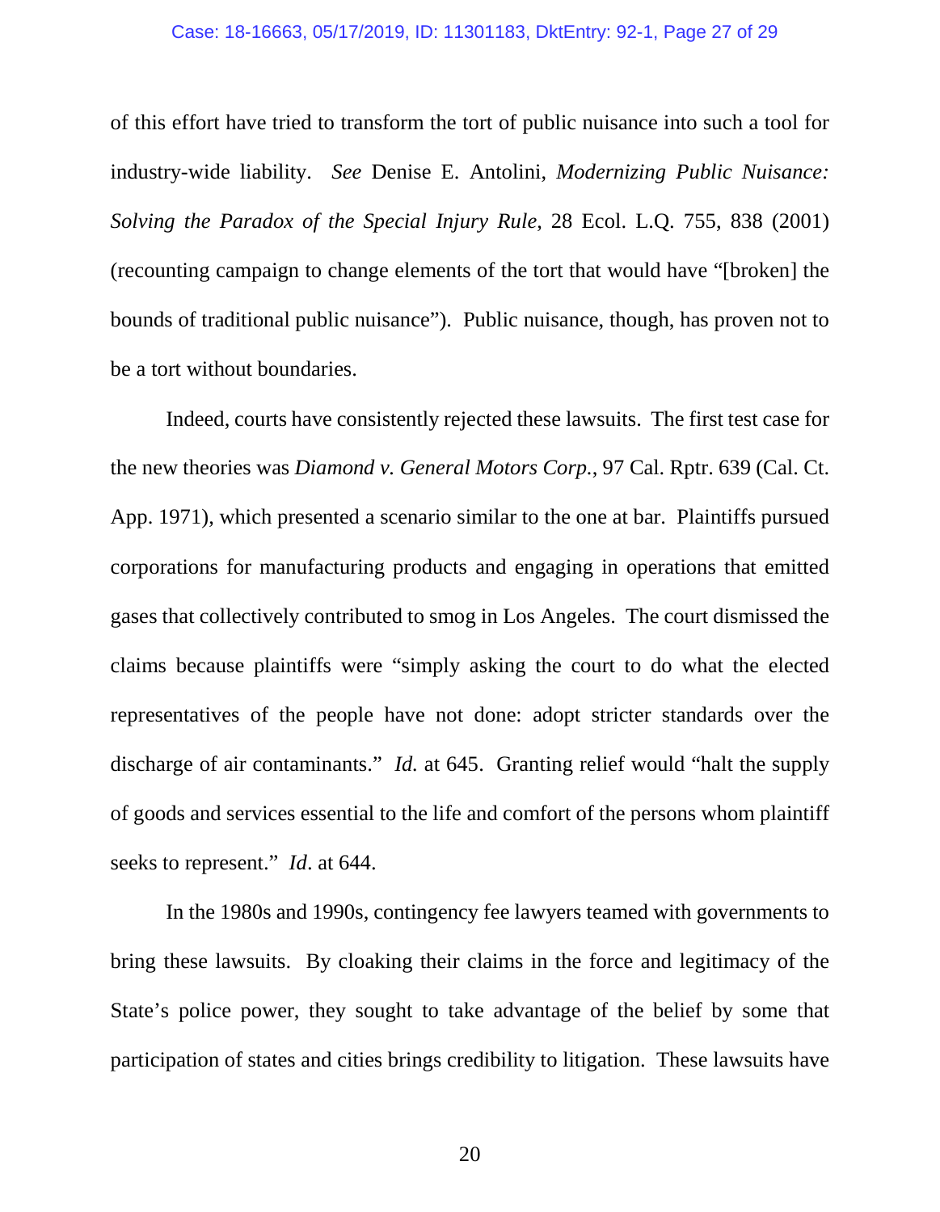of this effort have tried to transform the tort of public nuisance into such a tool for industry-wide liability. *See* Denise E. Antolini, *Modernizing Public Nuisance: Solving the Paradox of the Special Injury Rule*, 28 Ecol. L.Q. 755, 838 (2001) (recounting campaign to change elements of the tort that would have "[broken] the bounds of traditional public nuisance"). Public nuisance, though, has proven not to be a tort without boundaries.

Indeed, courts have consistently rejected these lawsuits. The first test case for the new theories was *Diamond v. General Motors Corp.*, 97 Cal. Rptr. 639 (Cal. Ct. App. 1971), which presented a scenario similar to the one at bar. Plaintiffs pursued corporations for manufacturing products and engaging in operations that emitted gases that collectively contributed to smog in Los Angeles. The court dismissed the claims because plaintiffs were "simply asking the court to do what the elected representatives of the people have not done: adopt stricter standards over the discharge of air contaminants." *Id.* at 645. Granting relief would "halt the supply of goods and services essential to the life and comfort of the persons whom plaintiff seeks to represent." *Id*. at 644.

In the 1980s and 1990s, contingency fee lawyers teamed with governments to bring these lawsuits. By cloaking their claims in the force and legitimacy of the State's police power, they sought to take advantage of the belief by some that participation of states and cities brings credibility to litigation. These lawsuits have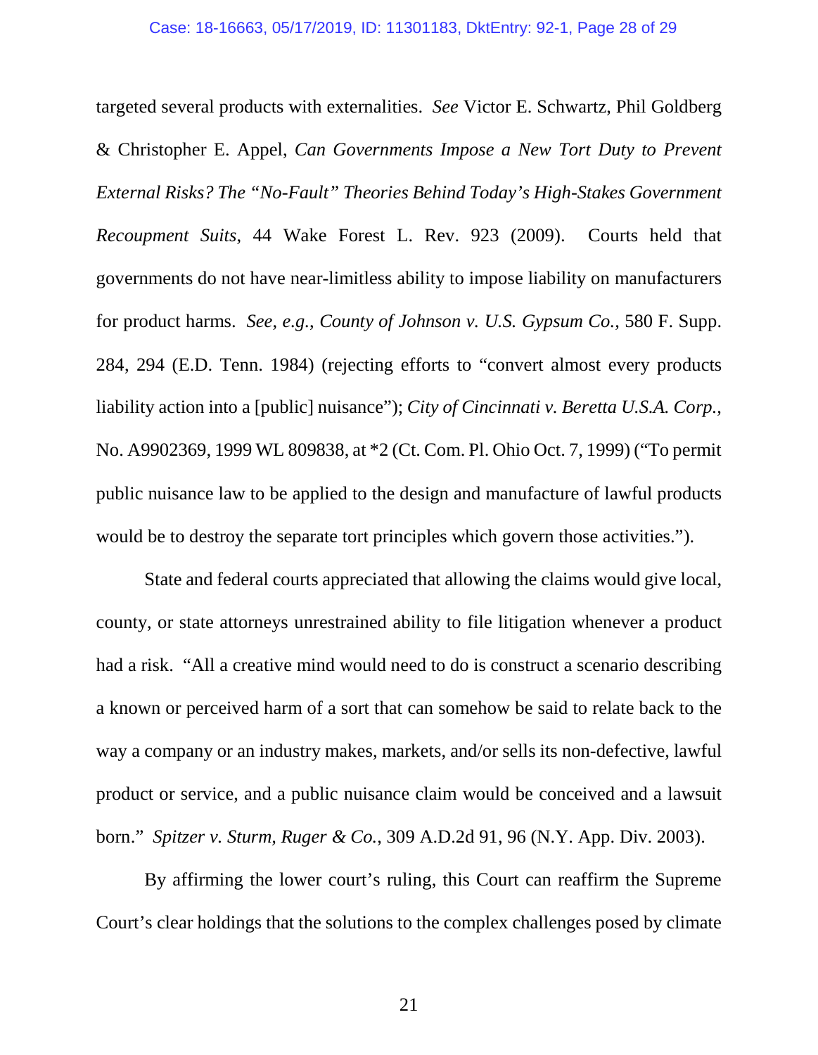targeted several products with externalities. *See* Victor E. Schwartz, Phil Goldberg & Christopher E. Appel, *Can Governments Impose a New Tort Duty to Prevent External Risks? The "No-Fault" Theories Behind Today's High-Stakes Government Recoupment Suits*, 44 Wake Forest L. Rev. 923 (2009). Courts held that governments do not have near-limitless ability to impose liability on manufacturers for product harms. *See, e.g.*, *County of Johnson v. U.S. Gypsum Co.*, 580 F. Supp. 284, 294 (E.D. Tenn. 1984) (rejecting efforts to "convert almost every products liability action into a [public] nuisance"); *City of Cincinnati v. Beretta U.S.A. Corp.*, No. A9902369, 1999 WL 809838, at *2 (Ct. Com. Pl. Ohio Oct. 7, 1999) ("To permit public nuisance law to be applied to the design and manufacture of lawful products would be to destroy the separate tort principles which govern those activities.").

State and federal courts appreciated that allowing the claims would give local, county, or state attorneys unrestrained ability to file litigation whenever a product had a risk. "All a creative mind would need to do is construct a scenario describing a known or perceived harm of a sort that can somehow be said to relate back to the way a company or an industry makes, markets, and/or sells its non-defective, lawful product or service, and a public nuisance claim would be conceived and a lawsuit born." *Spitzer v. Sturm, Ruger & Co.*, 309 A.D.2d 91, 96 (N.Y. App. Div. 2003).

By affirming the lower court's ruling, this Court can reaffirm the Supreme Court's clear holdings that the solutions to the complex challenges posed by climate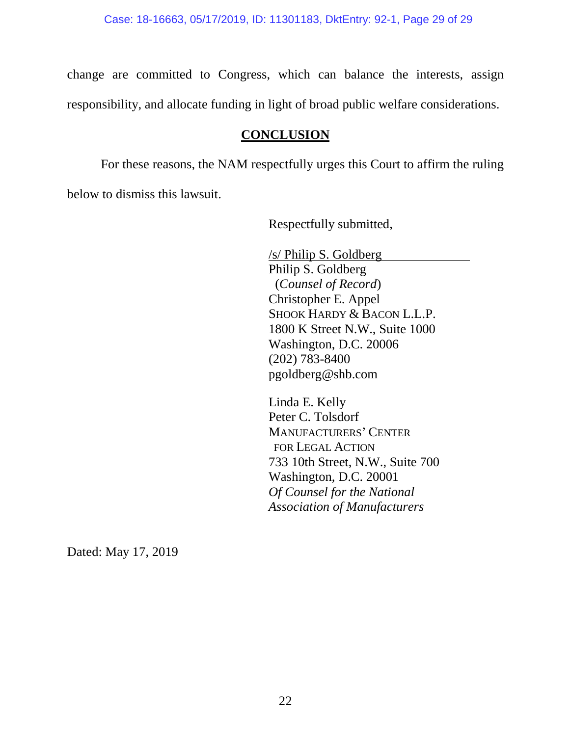change are committed to Congress, which can balance the interests, assign responsibility, and allocate funding in light of broad public welfare considerations.

## CONCLUSION

For these reasons, the NAM respectfully urges this Court to affirm the ruling below to dismiss this lawsuit.

Respectfully submitted,

/s/ Philip S. Goldberg
Philip S. Goldberg
(*Counsel of Record*)
Christopher E. Appel
SHOOK HARDY & BACON L.L.P.
1800 K Street N.W., Suite 1000
Washington, D.C. 20006
(202) 783-8400
pgoldberg@shb.com

Linda E. Kelly
Peter C. Tolsdorf
MANUFACTURERS' CENTER FOR LEGAL ACTION
733 10th Street, N.W., Suite 700
Washington, D.C. 20001
*Of Counsel for the National Association of Manufacturers*

Dated: May 17, 2019